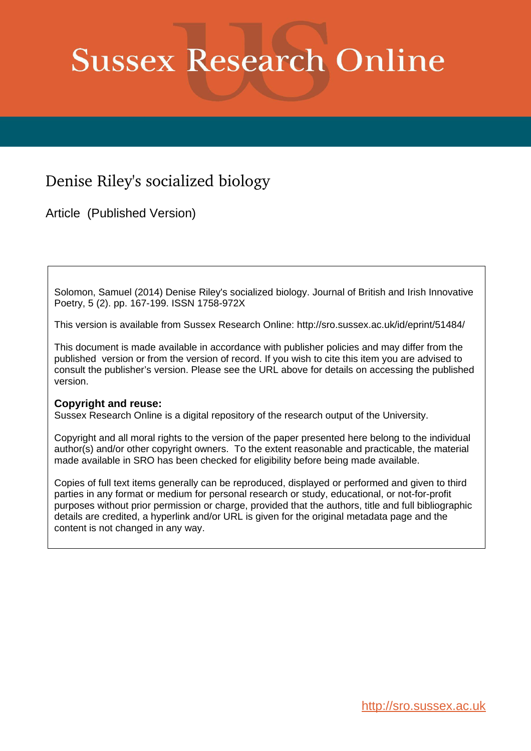# Sussex Research Online

## Denise Riley's socialized biology

Article (Published Version)

Solomon, Samuel (2014) Denise Riley's socialized biology. Journal of British and Irish Innovative Poetry, 5 (2). pp. 167-199. ISSN 1758-972X

This version is available from Sussex Research Online: http://sro.sussex.ac.uk/id/eprint/51484/

This document is made available in accordance with publisher policies and may differ from the published version or from the version of record. If you wish to cite this item you are advised to consult the publisher's version. Please see the URL above for details on accessing the published version.

**Copyright and reuse:**
Sussex Research Online is a digital repository of the research output of the University.

Copyright and all moral rights to the version of the paper presented here belong to the individual author(s) and/or other copyright owners. To the extent reasonable and practicable, the material made available in SRO has been checked for eligibility before being made available.

Copies of full text items generally can be reproduced, displayed or performed and given to third parties in any format or medium for personal research or study, educational, or not-for-profit purposes without prior permission or charge, provided that the authors, title and full bibliographic details are credited, a hyperlink and/or URL is given for the original metadata page and the content is not changed in any way.

http://sro.sussex.ac.uk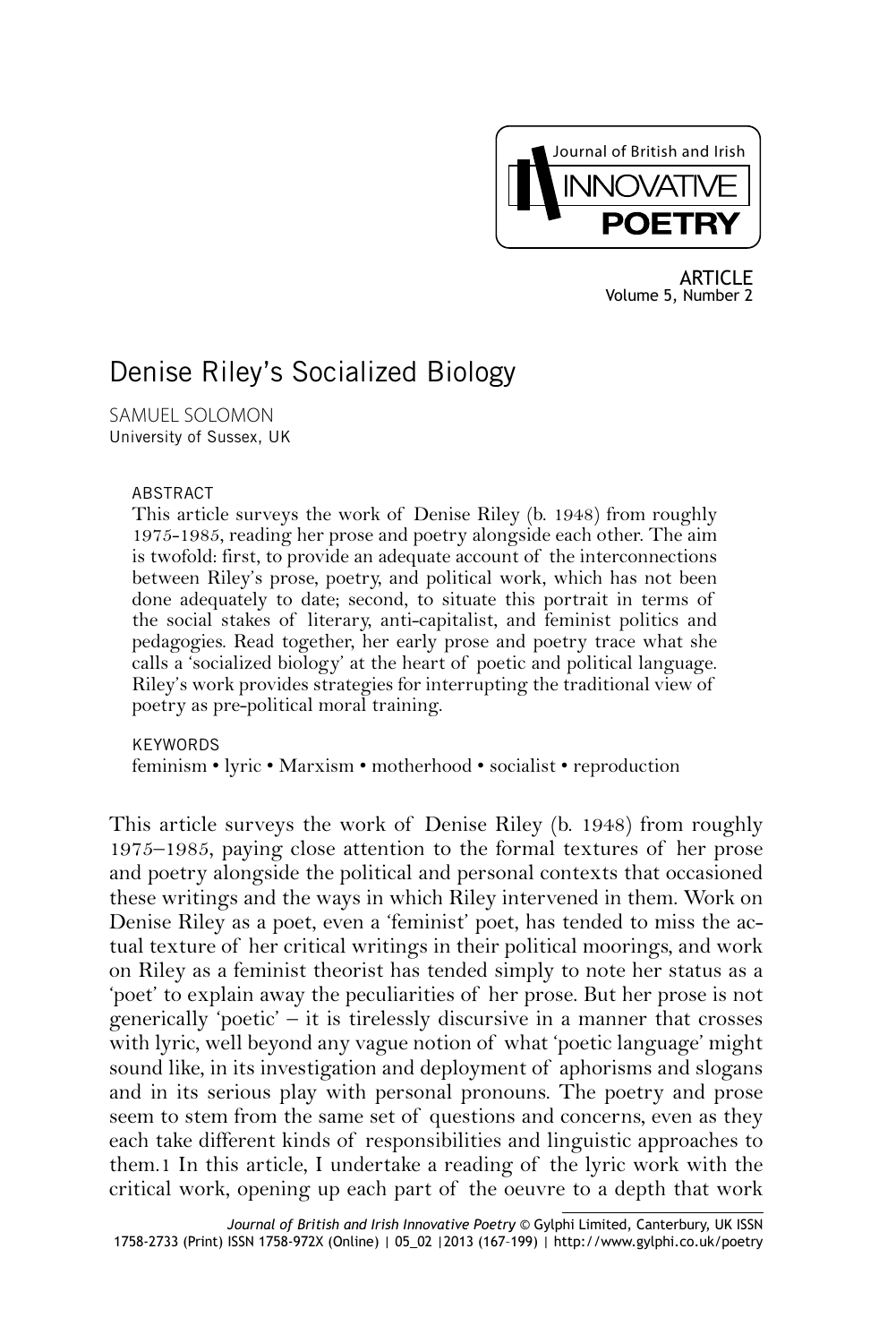Journal of British and Irish INNOVATIVE POETRY

ARTICLE
Volume 5, Number 2

# Denise Riley's Socialized Biology

SAMUEL SOLOMON
University of Sussex, UK

ABSTRACT

This article surveys the work of Denise Riley (b. 1948) from roughly 1975-1985, reading her prose and poetry alongside each other. The aim is twofold: first, to provide an adequate account of the interconnections between Riley's prose, poetry, and political work, which has not been done adequately to date; second, to situate this portrait in terms of the social stakes of literary, anti-capitalist, and feminist politics and pedagogies. Read together, her early prose and poetry trace what she calls a 'socialized biology' at the heart of poetic and political language. Riley's work provides strategies for interrupting the traditional view of poetry as pre-political moral training.

KEYWORDS

feminism • lyric • Marxism • motherhood • socialist • reproduction

This article surveys the work of Denise Riley (b. 1948) from roughly 1975–1985, paying close attention to the formal textures of her prose and poetry alongside the political and personal contexts that occasioned these writings and the ways in which Riley intervened in them. Work on Denise Riley as a poet, even a 'feminist' poet, has tended to miss the actual texture of her critical writings in their political moorings, and work on Riley as a feminist theorist has tended simply to note her status as a 'poet' to explain away the peculiarities of her prose. But her prose is not generically 'poetic' – it is tirelessly discursive in a manner that crosses with lyric, well beyond any vague notion of what 'poetic language' might sound like, in its investigation and deployment of aphorisms and slogans and in its serious play with personal pronouns. The poetry and prose seem to stem from the same set of questions and concerns, even as they each take different kinds of responsibilities and linguistic approaches to them.1 In this article, I undertake a reading of the lyric work with the critical work, opening up each part of the oeuvre to a depth that work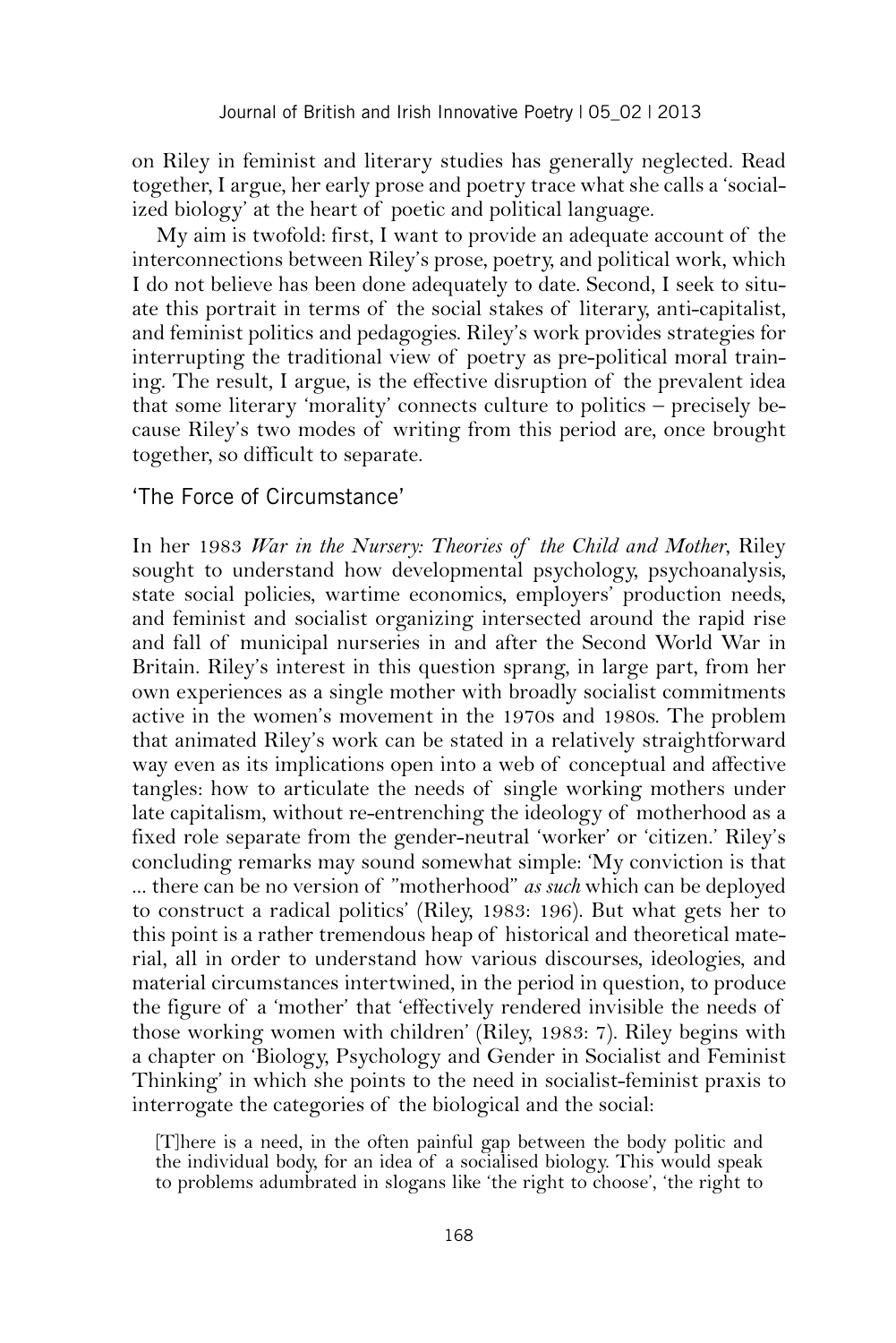on Riley in feminist and literary studies has generally neglected. Read together, I argue, her early prose and poetry trace what she calls a 'socialized biology' at the heart of poetic and political language.

My aim is twofold: first, I want to provide an adequate account of the interconnections between Riley's prose, poetry, and political work, which I do not believe has been done adequately to date. Second, I seek to situate this portrait in terms of the social stakes of literary, anti-capitalist, and feminist politics and pedagogies. Riley's work provides strategies for interrupting the traditional view of poetry as pre-political moral training. The result, I argue, is the effective disruption of the prevalent idea that some literary 'morality' connects culture to politics – precisely because Riley's two modes of writing from this period are, once brought together, so difficult to separate.

## 'The Force of Circumstance'

In her 1983 *War in the Nursery: Theories of the Child and Mother*, Riley sought to understand how developmental psychology, psychoanalysis, state social policies, wartime economics, employers' production needs, and feminist and socialist organizing intersected around the rapid rise and fall of municipal nurseries in and after the Second World War in Britain. Riley's interest in this question sprang, in large part, from her own experiences as a single mother with broadly socialist commitments active in the women's movement in the 1970s and 1980s. The problem that animated Riley's work can be stated in a relatively straightforward way even as its implications open into a web of conceptual and affective tangles: how to articulate the needs of single working mothers under late capitalism, without re-entrenching the ideology of motherhood as a fixed role separate from the gender-neutral 'worker' or 'citizen.' Riley's concluding remarks may sound somewhat simple: 'My conviction is that ... there can be no version of "motherhood" *as such* which can be deployed to construct a radical politics' (Riley, 1983: 196). But what gets her to this point is a rather tremendous heap of historical and theoretical material, all in order to understand how various discourses, ideologies, and material circumstances intertwined, in the period in question, to produce the figure of a 'mother' that 'effectively rendered invisible the needs of those working women with children' (Riley, 1983: 7). Riley begins with a chapter on 'Biology, Psychology and Gender in Socialist and Feminist Thinking' in which she points to the need in socialist-feminist praxis to interrogate the categories of the biological and the social:

> [T]here is a need, in the often painful gap between the body politic and the individual body, for an idea of a socialised biology. This would speak to problems adumbrated in slogans like 'the right to choose', 'the right to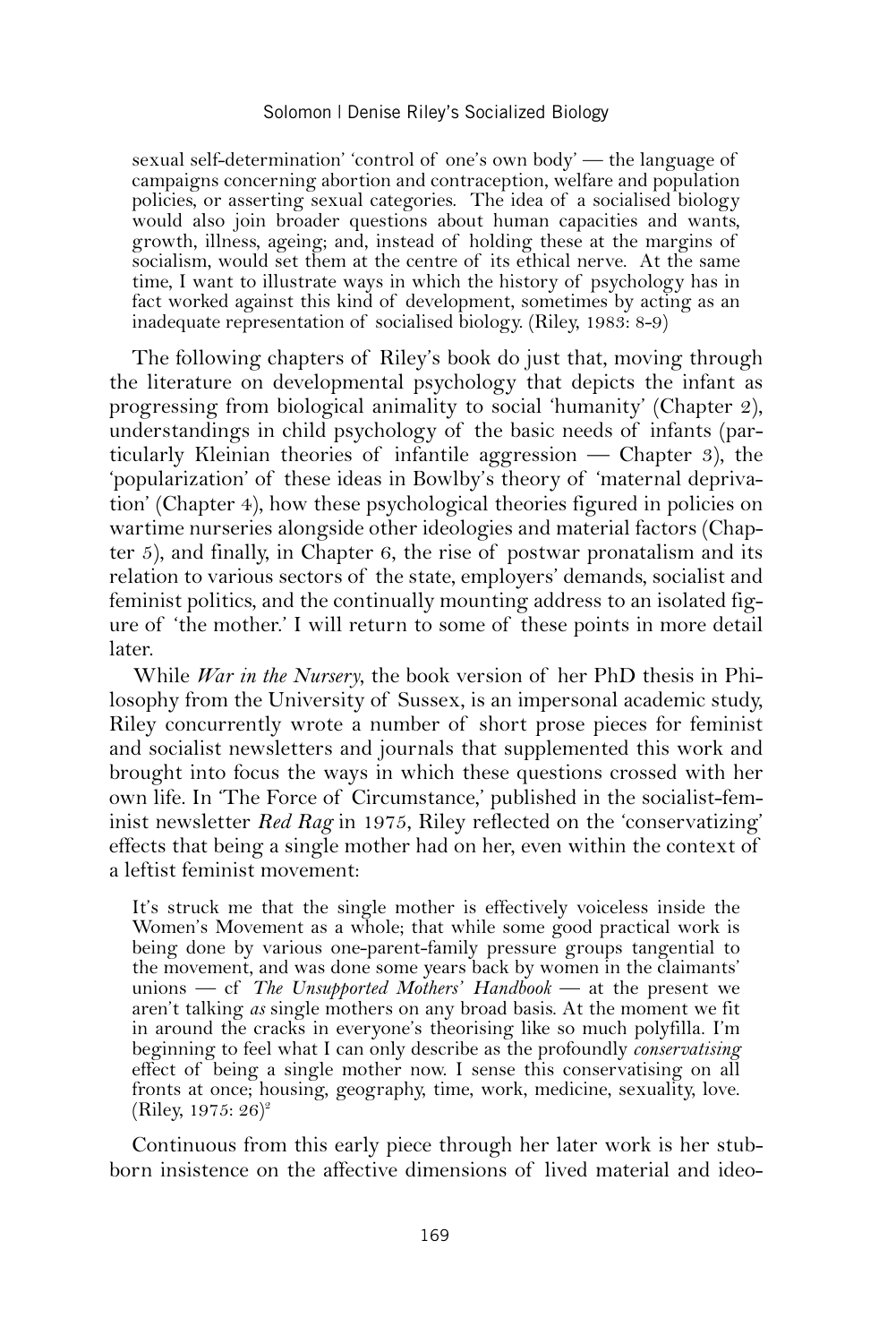> sexual self-determination' 'control of one's own body' — the language of campaigns concerning abortion and contraception, welfare and population policies, or asserting sexual categories. The idea of a socialised biology would also join broader questions about human capacities and wants, growth, illness, ageing; and, instead of holding these at the margins of socialism, would set them at the centre of its ethical nerve. At the same time, I want to illustrate ways in which the history of psychology has in fact worked against this kind of development, sometimes by acting as an inadequate representation of socialised biology. (Riley, 1983: 8-9)

The following chapters of Riley's book do just that, moving through the literature on developmental psychology that depicts the infant as progressing from biological animality to social 'humanity' (Chapter 2), understandings in child psychology of the basic needs of infants (particularly Kleinian theories of infantile aggression — Chapter 3), the 'popularization' of these ideas in Bowlby's theory of 'maternal deprivation' (Chapter 4), how these psychological theories figured in policies on wartime nurseries alongside other ideologies and material factors (Chapter 5), and finally, in Chapter 6, the rise of postwar pronatalism and its relation to various sectors of the state, employers' demands, socialist and feminist politics, and the continually mounting address to an isolated figure of 'the mother.' I will return to some of these points in more detail later.

While *War in the Nursery*, the book version of her PhD thesis in Philosophy from the University of Sussex, is an impersonal academic study, Riley concurrently wrote a number of short prose pieces for feminist and socialist newsletters and journals that supplemented this work and brought into focus the ways in which these questions crossed with her own life. In 'The Force of Circumstance,' published in the socialist-feminist newsletter *Red Rag* in 1975, Riley reflected on the 'conservatizing' effects that being a single mother had on her, even within the context of a leftist feminist movement:

> It's struck me that the single mother is effectively voiceless inside the Women's Movement as a whole; that while some good practical work is being done by various one-parent-family pressure groups tangential to the movement, and was done some years back by women in the claimants' unions — cf *The Unsupported Mothers' Handbook* — at the present we aren't talking *as* single mothers on any broad basis. At the moment we fit in around the cracks in everyone's theorising like so much polyfilla. I'm beginning to feel what I can only describe as the profoundly *conservatising* effect of being a single mother now. I sense this conservatising on all fronts at once; housing, geography, time, work, medicine, sexuality, love. (Riley, 1975: 26)[2]

Continuous from this early piece through her later work is her stubborn insistence on the affective dimensions of lived material and ideo-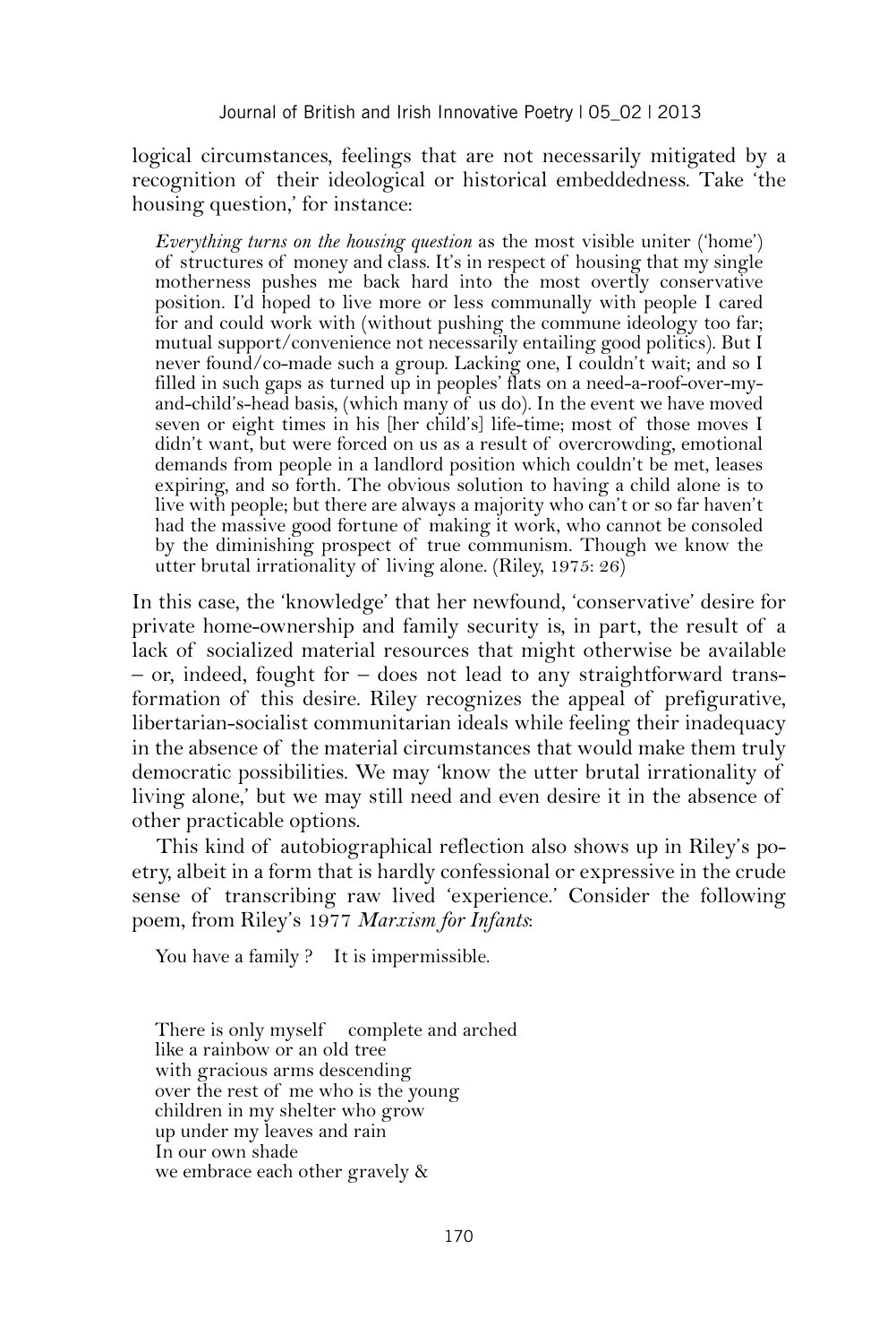logical circumstances, feelings that are not necessarily mitigated by a recognition of their ideological or historical embeddedness. Take 'the housing question,' for instance:

> *Everything turns on the housing question* as the most visible uniter ('home') of structures of money and class. It's in respect of housing that my single motherness pushes me back hard into the most overtly conservative position. I'd hoped to live more or less communally with people I cared for and could work with (without pushing the commune ideology too far; mutual support/convenience not necessarily entailing good politics). But I never found/co-made such a group. Lacking one, I couldn't wait; and so I filled in such gaps as turned up in peoples' flats on a need-a-roof-over-my-and-child's-head basis, (which many of us do). In the event we have moved seven or eight times in his [her child's] life-time; most of those moves I didn't want, but were forced on us as a result of overcrowding, emotional demands from people in a landlord position which couldn't be met, leases expiring, and so forth. The obvious solution to having a child alone is to live with people; but there are always a majority who can't or so far haven't had the massive good fortune of making it work, who cannot be consoled by the diminishing prospect of true communism. Though we know the utter brutal irrationality of living alone. (Riley, 1975: 26)

In this case, the 'knowledge' that her newfound, 'conservative' desire for private home-ownership and family security is, in part, the result of a lack of socialized material resources that might otherwise be available – or, indeed, fought for – does not lead to any straightforward transformation of this desire. Riley recognizes the appeal of prefigurative, libertarian-socialist communitarian ideals while feeling their inadequacy in the absence of the material circumstances that would make them truly democratic possibilities. We may 'know the utter brutal irrationality of living alone,' but we may still need and even desire it in the absence of other practicable options.

This kind of autobiographical reflection also shows up in Riley's poetry, albeit in a form that is hardly confessional or expressive in the crude sense of transcribing raw lived 'experience.' Consider the following poem, from Riley's 1977 *Marxism for Infants*:

You have a family ?    It is impermissible.

There is only myself    complete and arched  
like a rainbow or an old tree  
with gracious arms descending  
over the rest of me who is the young  
children in my shelter who grow  
up under my leaves and rain  
In our own shade  
we embrace each other gravely &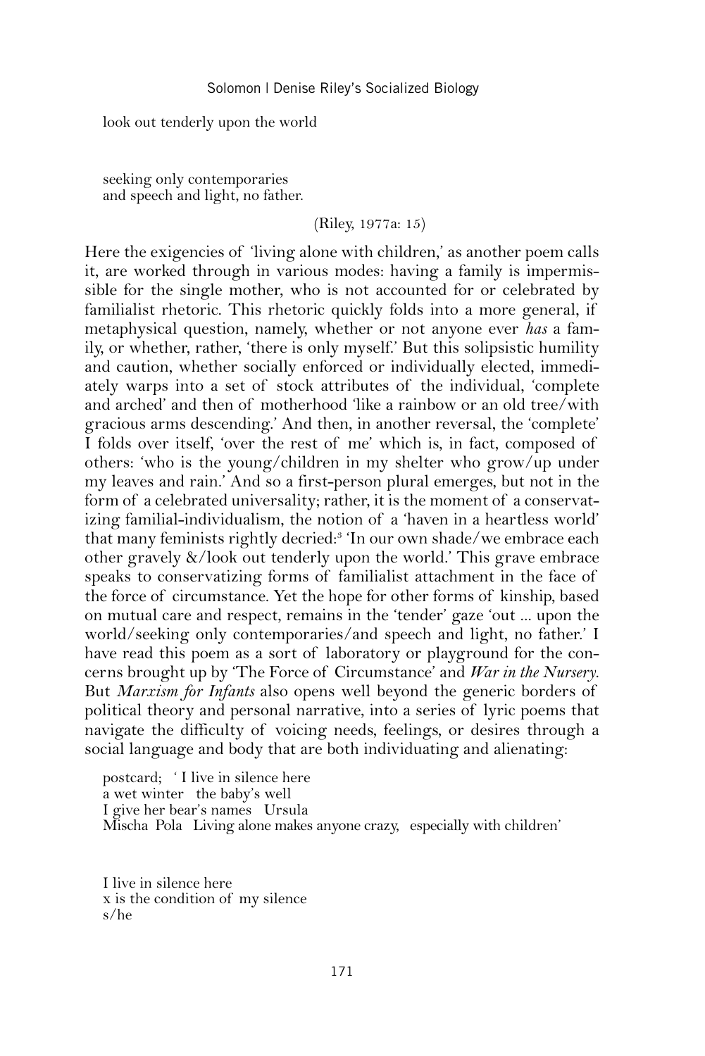look out tenderly upon the world

seeking only contemporaries  
and speech and light, no father.

(Riley, 1977a: 15)

Here the exigencies of 'living alone with children,' as another poem calls it, are worked through in various modes: having a family is impermissible for the single mother, who is not accounted for or celebrated by familialist rhetoric. This rhetoric quickly folds into a more general, if metaphysical question, namely, whether or not anyone ever *has* a family, or whether, rather, 'there is only myself.' But this solipsistic humility and caution, whether socially enforced or individually elected, immediately warps into a set of stock attributes of the individual, 'complete and arched' and then of motherhood 'like a rainbow or an old tree/with gracious arms descending.' And then, in another reversal, the 'complete' I folds over itself, 'over the rest of me' which is, in fact, composed of others: 'who is the young/children in my shelter who grow/up under my leaves and rain.' And so a first-person plural emerges, but not in the form of a celebrated universality; rather, it is the moment of a conservatizing familial-individualism, the notion of a 'haven in a heartless world' that many feminists rightly decried:[3] 'In our own shade/we embrace each other gravely &/look out tenderly upon the world.' This grave embrace speaks to conservatizing forms of familialist attachment in the face of the force of circumstance. Yet the hope for other forms of kinship, based on mutual care and respect, remains in the 'tender' gaze 'out ... upon the world/seeking only contemporaries/and speech and light, no father.' I have read this poem as a sort of laboratory or playground for the concerns brought up by 'The Force of Circumstance' and *War in the Nursery*. But *Marxism for Infants* also opens well beyond the generic borders of political theory and personal narrative, into a series of lyric poems that navigate the difficulty of voicing needs, feelings, or desires through a social language and body that are both individuating and alienating:

postcard; ' I live in silence here  
a wet winter   the baby's well  
I give her bear's names   Ursula  
Mischa  Pola   Living alone makes anyone crazy,   especially with children'

I live in silence here  
x is the condition of my silence  
s/he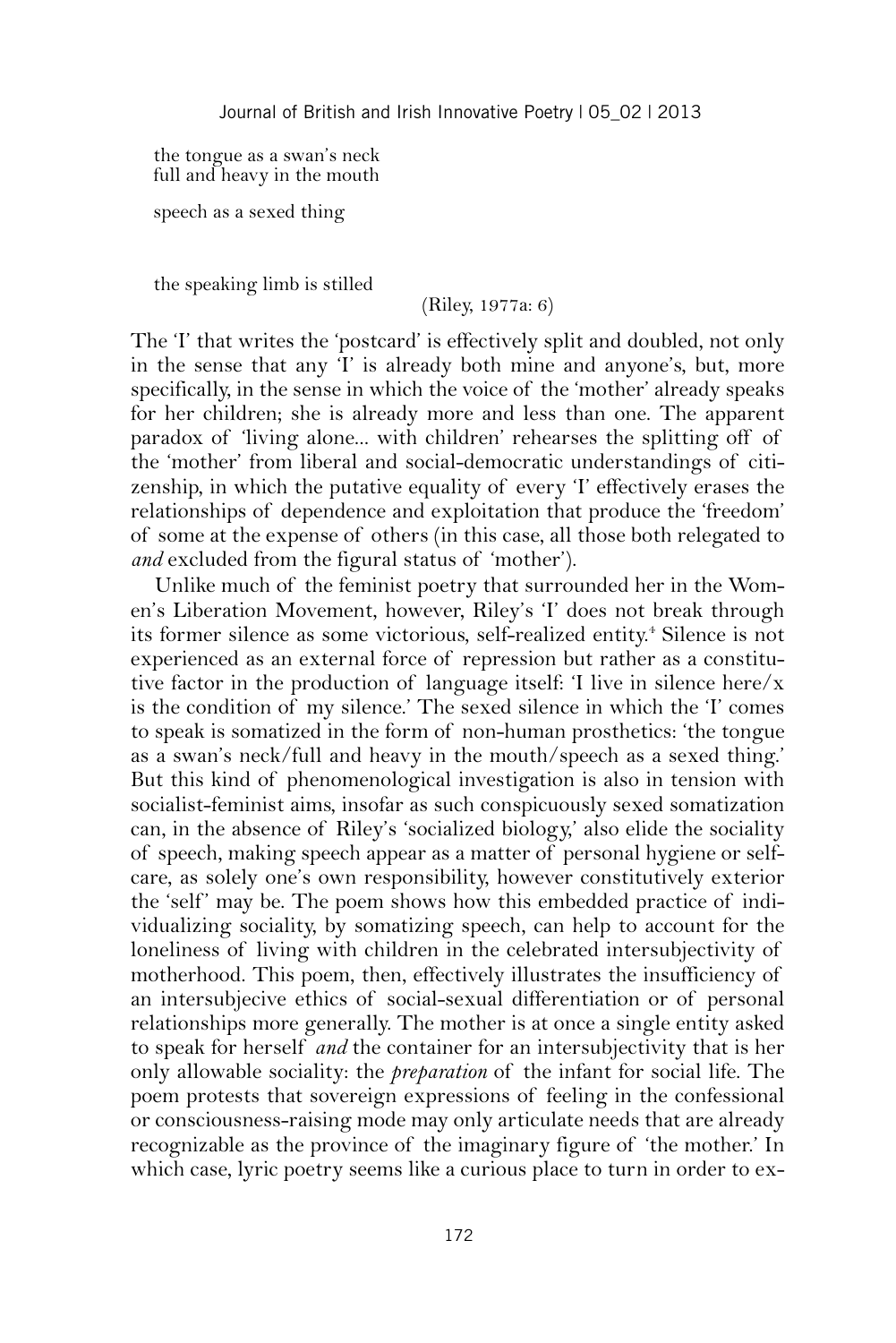the tongue as a swan's neck  
full and heavy in the mouth

speech as a sexed thing

the speaking limb is stilled

(Riley, 1977a: 6)

The 'I' that writes the 'postcard' is effectively split and doubled, not only in the sense that any 'I' is already both mine and anyone's, but, more specifically, in the sense in which the voice of the 'mother' already speaks for her children; she is already more and less than one. The apparent paradox of 'living alone... with children' rehearses the splitting off of the 'mother' from liberal and social-democratic understandings of citizenship, in which the putative equality of every 'I' effectively erases the relationships of dependence and exploitation that produce the 'freedom' of some at the expense of others (in this case, all those both relegated to *and* excluded from the figural status of 'mother').

Unlike much of the feminist poetry that surrounded her in the Women's Liberation Movement, however, Riley's 'I' does not break through its former silence as some victorious, self-realized entity.[4] Silence is not experienced as an external force of repression but rather as a constitutive factor in the production of language itself: 'I live in silence here/x is the condition of my silence.' The sexed silence in which the 'I' comes to speak is somatized in the form of non-human prosthetics: 'the tongue as a swan's neck/full and heavy in the mouth/speech as a sexed thing.' But this kind of phenomenological investigation is also in tension with socialist-feminist aims, insofar as such conspicuously sexed somatization can, in the absence of Riley's 'socialized biology,' also elide the sociality of speech, making speech appear as a matter of personal hygiene or self-care, as solely one's own responsibility, however constitutively exterior the 'self' may be. The poem shows how this embedded practice of individualizing sociality, by somatizing speech, can help to account for the loneliness of living with children in the celebrated intersubjectivity of motherhood. This poem, then, effectively illustrates the insufficiency of an intersubjecive ethics of social-sexual differentiation or of personal relationships more generally. The mother is at once a single entity asked to speak for herself *and* the container for an intersubjectivity that is her only allowable sociality: the *preparation* of the infant for social life. The poem protests that sovereign expressions of feeling in the confessional or consciousness-raising mode may only articulate needs that are already recognizable as the province of the imaginary figure of 'the mother.' In which case, lyric poetry seems like a curious place to turn in order to ex-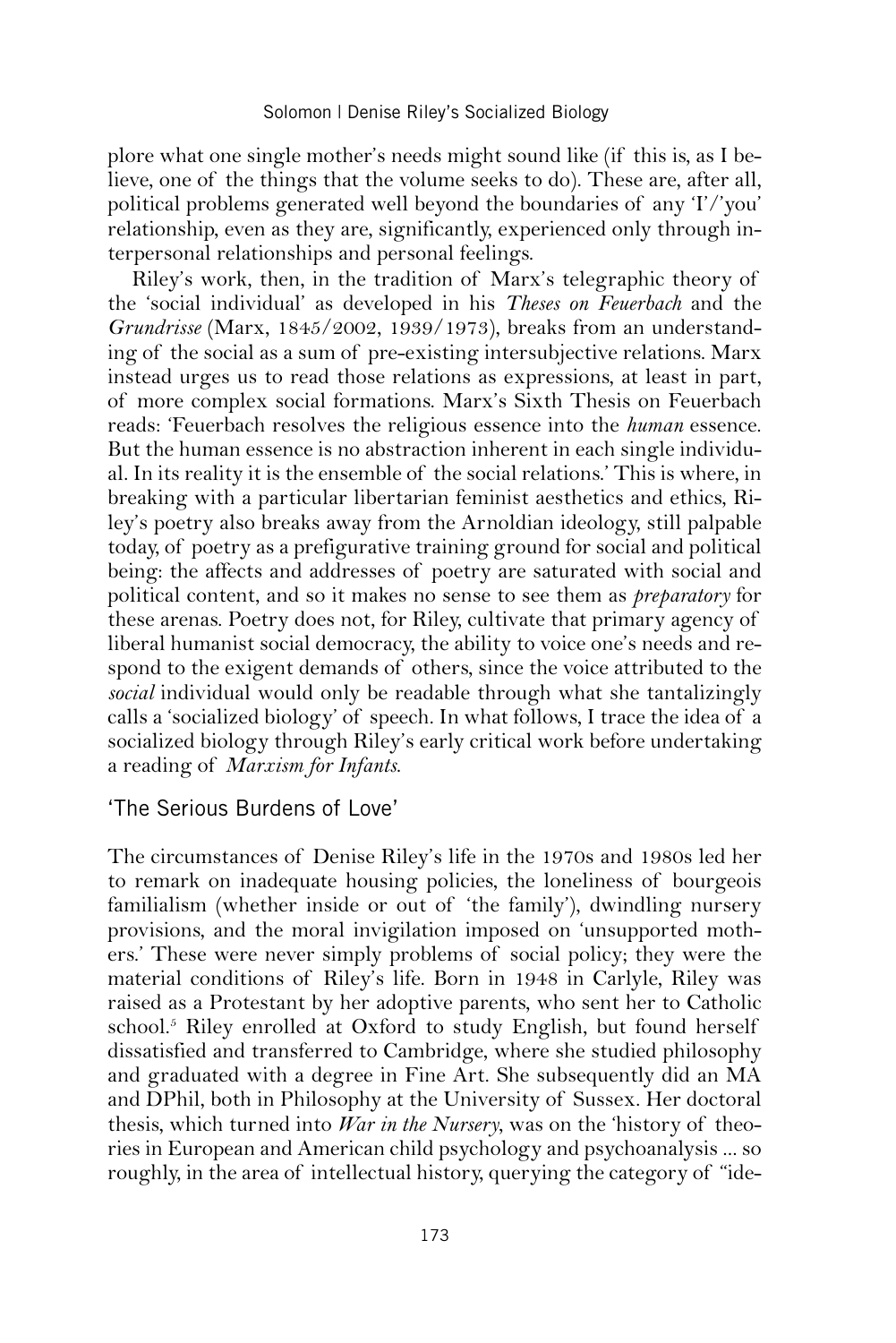plore what one single mother's needs might sound like (if this is, as I believe, one of the things that the volume seeks to do). These are, after all, political problems generated well beyond the boundaries of any 'I'/'you' relationship, even as they are, significantly, experienced only through interpersonal relationships and personal feelings.

Riley's work, then, in the tradition of Marx's telegraphic theory of the 'social individual' as developed in his *Theses on Feuerbach* and the *Grundrisse* (Marx, 1845/2002, 1939/1973), breaks from an understanding of the social as a sum of pre-existing intersubjective relations. Marx instead urges us to read those relations as expressions, at least in part, of more complex social formations. Marx's Sixth Thesis on Feuerbach reads: 'Feuerbach resolves the religious essence into the *human* essence. But the human essence is no abstraction inherent in each single individual. In its reality it is the ensemble of the social relations.' This is where, in breaking with a particular libertarian feminist aesthetics and ethics, Riley's poetry also breaks away from the Arnoldian ideology, still palpable today, of poetry as a prefigurative training ground for social and political being: the affects and addresses of poetry are saturated with social and political content, and so it makes no sense to see them as *preparatory* for these arenas. Poetry does not, for Riley, cultivate that primary agency of liberal humanist social democracy, the ability to voice one's needs and respond to the exigent demands of others, since the voice attributed to the *social* individual would only be readable through what she tantalizingly calls a 'socialized biology' of speech. In what follows, I trace the idea of a socialized biology through Riley's early critical work before undertaking a reading of *Marxism for Infants*.

## 'The Serious Burdens of Love'

The circumstances of Denise Riley's life in the 1970s and 1980s led her to remark on inadequate housing policies, the loneliness of bourgeois familialism (whether inside or out of 'the family'), dwindling nursery provisions, and the moral invigilation imposed on 'unsupported mothers.' These were never simply problems of social policy; they were the material conditions of Riley's life. Born in 1948 in Carlyle, Riley was raised as a Protestant by her adoptive parents, who sent her to Catholic school.[5] Riley enrolled at Oxford to study English, but found herself dissatisfied and transferred to Cambridge, where she studied philosophy and graduated with a degree in Fine Art. She subsequently did an MA and DPhil, both in Philosophy at the University of Sussex. Her doctoral thesis, which turned into *War in the Nursery*, was on the 'history of theories in European and American child psychology and psychoanalysis ... so roughly, in the area of intellectual history, querying the category of "ide-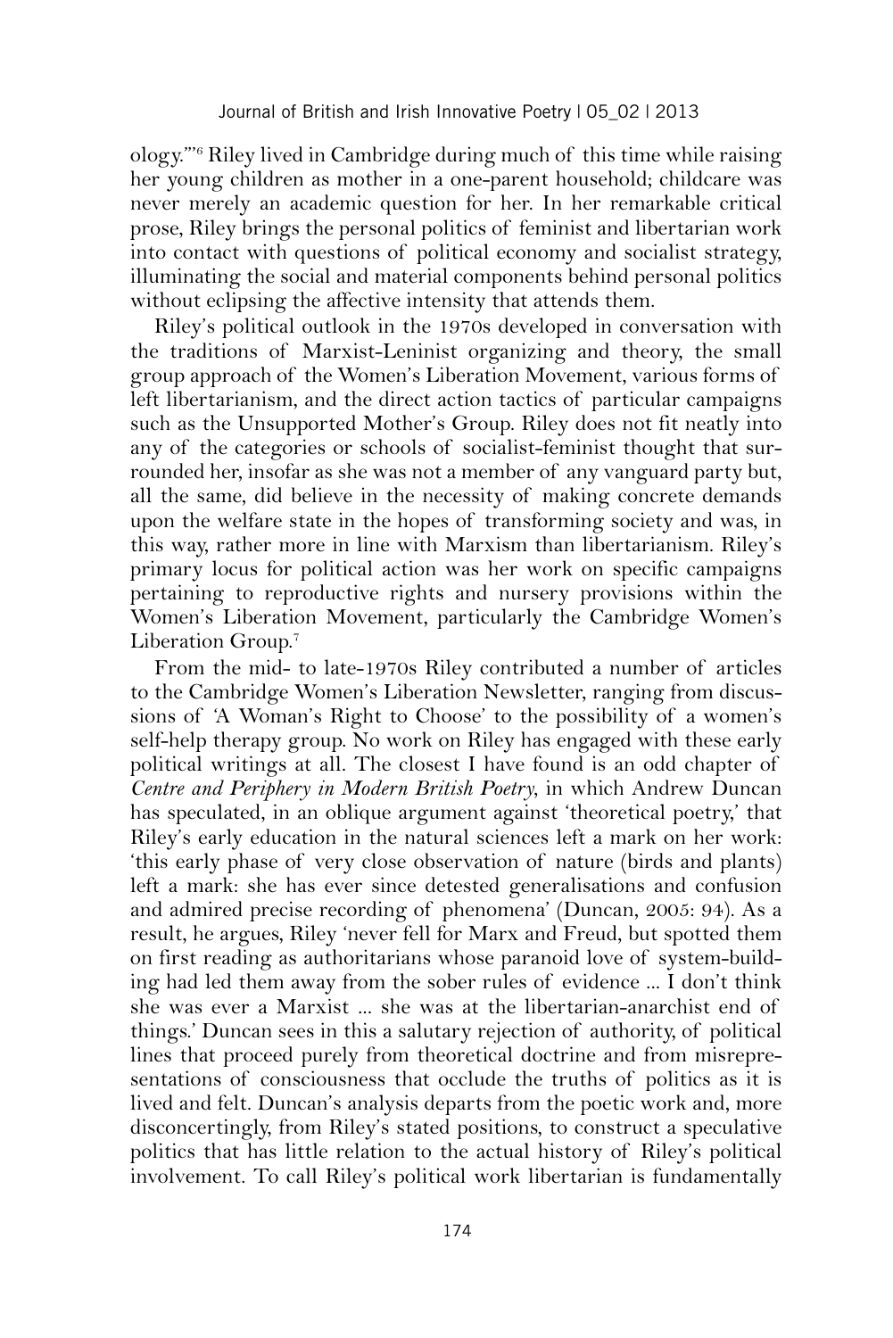ology.'"[6] Riley lived in Cambridge during much of this time while raising her young children as mother in a one-parent household; childcare was never merely an academic question for her. In her remarkable critical prose, Riley brings the personal politics of feminist and libertarian work into contact with questions of political economy and socialist strategy, illuminating the social and material components behind personal politics without eclipsing the affective intensity that attends them.

Riley's political outlook in the 1970s developed in conversation with the traditions of Marxist-Leninist organizing and theory, the small group approach of the Women's Liberation Movement, various forms of left libertarianism, and the direct action tactics of particular campaigns such as the Unsupported Mother's Group. Riley does not fit neatly into any of the categories or schools of socialist-feminist thought that surrounded her, insofar as she was not a member of any vanguard party but, all the same, did believe in the necessity of making concrete demands upon the welfare state in the hopes of transforming society and was, in this way, rather more in line with Marxism than libertarianism. Riley's primary locus for political action was her work on specific campaigns pertaining to reproductive rights and nursery provisions within the Women's Liberation Movement, particularly the Cambridge Women's Liberation Group.[7]

From the mid- to late-1970s Riley contributed a number of articles to the Cambridge Women's Liberation Newsletter, ranging from discussions of 'A Woman's Right to Choose' to the possibility of a women's self-help therapy group. No work on Riley has engaged with these early political writings at all. The closest I have found is an odd chapter of *Centre and Periphery in Modern British Poetry*, in which Andrew Duncan has speculated, in an oblique argument against 'theoretical poetry,' that Riley's early education in the natural sciences left a mark on her work: 'this early phase of very close observation of nature (birds and plants) left a mark: she has ever since detested generalisations and confusion and admired precise recording of phenomena' (Duncan, 2005: 94). As a result, he argues, Riley 'never fell for Marx and Freud, but spotted them on first reading as authoritarians whose paranoid love of system-building had led them away from the sober rules of evidence ... I don't think she was ever a Marxist ... she was at the libertarian-anarchist end of things.' Duncan sees in this a salutary rejection of authority, of political lines that proceed purely from theoretical doctrine and from misrepresentations of consciousness that occlude the truths of politics as it is lived and felt. Duncan's analysis departs from the poetic work and, more disconcertingly, from Riley's stated positions, to construct a speculative politics that has little relation to the actual history of Riley's political involvement. To call Riley's political work libertarian is fundamentally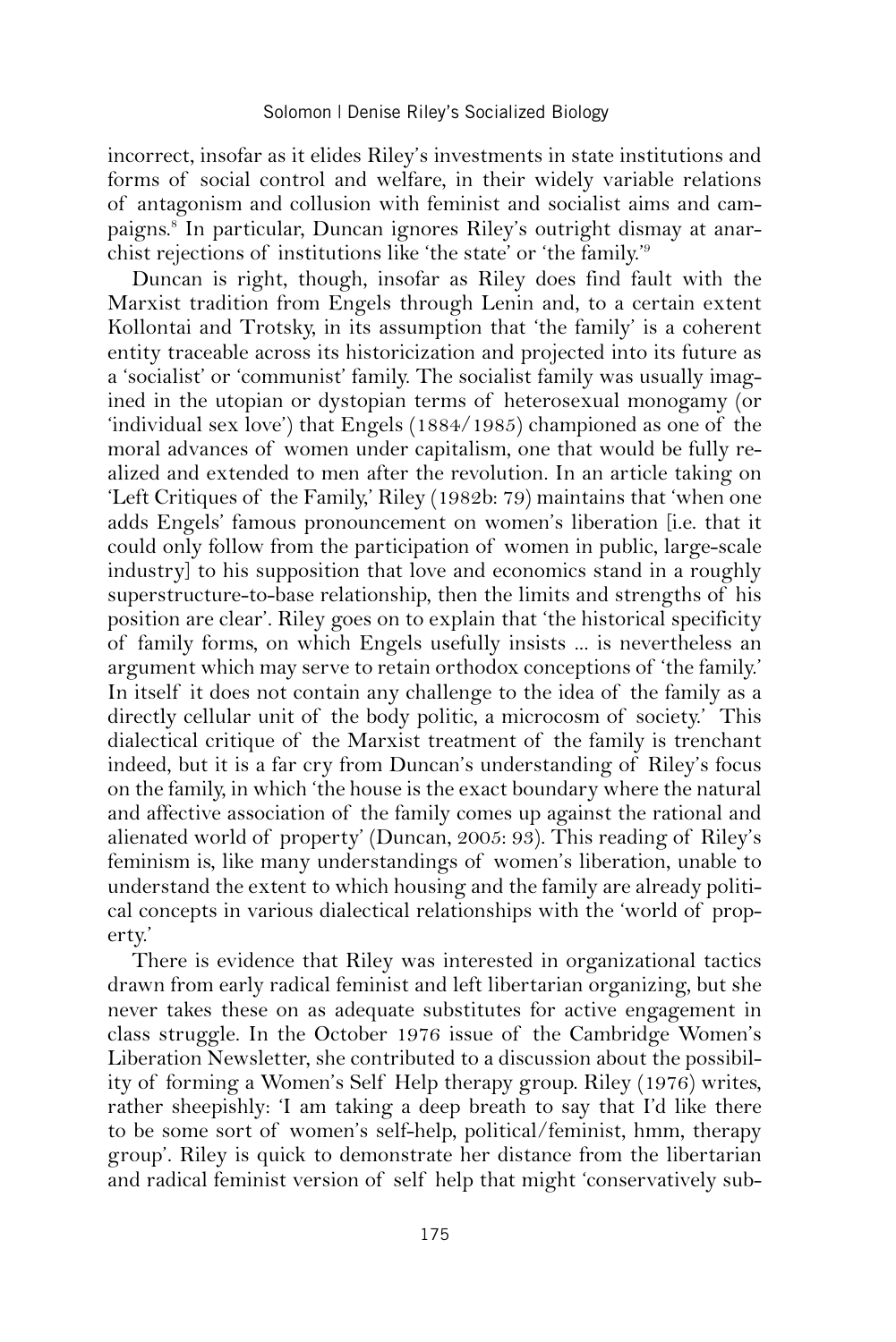incorrect, insofar as it elides Riley's investments in state institutions and forms of social control and welfare, in their widely variable relations of antagonism and collusion with feminist and socialist aims and campaigns.[8] In particular, Duncan ignores Riley's outright dismay at anarchist rejections of institutions like 'the state' or 'the family.'[9]

Duncan is right, though, insofar as Riley does find fault with the Marxist tradition from Engels through Lenin and, to a certain extent Kollontai and Trotsky, in its assumption that 'the family' is a coherent entity traceable across its historicization and projected into its future as a 'socialist' or 'communist' family. The socialist family was usually imagined in the utopian or dystopian terms of heterosexual monogamy (or 'individual sex love') that Engels (1884/1985) championed as one of the moral advances of women under capitalism, one that would be fully realized and extended to men after the revolution. In an article taking on 'Left Critiques of the Family,' Riley (1982b: 79) maintains that 'when one adds Engels' famous pronouncement on women's liberation [i.e. that it could only follow from the participation of women in public, large-scale industry] to his supposition that love and economics stand in a roughly superstructure-to-base relationship, then the limits and strengths of his position are clear'. Riley goes on to explain that 'the historical specificity of family forms, on which Engels usefully insists ... is nevertheless an argument which may serve to retain orthodox conceptions of 'the family.' In itself it does not contain any challenge to the idea of the family as a directly cellular unit of the body politic, a microcosm of society.' This dialectical critique of the Marxist treatment of the family is trenchant indeed, but it is a far cry from Duncan's understanding of Riley's focus on the family, in which 'the house is the exact boundary where the natural and affective association of the family comes up against the rational and alienated world of property' (Duncan, 2005: 93). This reading of Riley's feminism is, like many understandings of women's liberation, unable to understand the extent to which housing and the family are already political concepts in various dialectical relationships with the 'world of property.'

There is evidence that Riley was interested in organizational tactics drawn from early radical feminist and left libertarian organizing, but she never takes these on as adequate substitutes for active engagement in class struggle. In the October 1976 issue of the Cambridge Women's Liberation Newsletter, she contributed to a discussion about the possibility of forming a Women's Self Help therapy group. Riley (1976) writes, rather sheepishly: 'I am taking a deep breath to say that I'd like there to be some sort of women's self-help, political/feminist, hmm, therapy group'. Riley is quick to demonstrate her distance from the libertarian and radical feminist version of self help that might 'conservatively sub-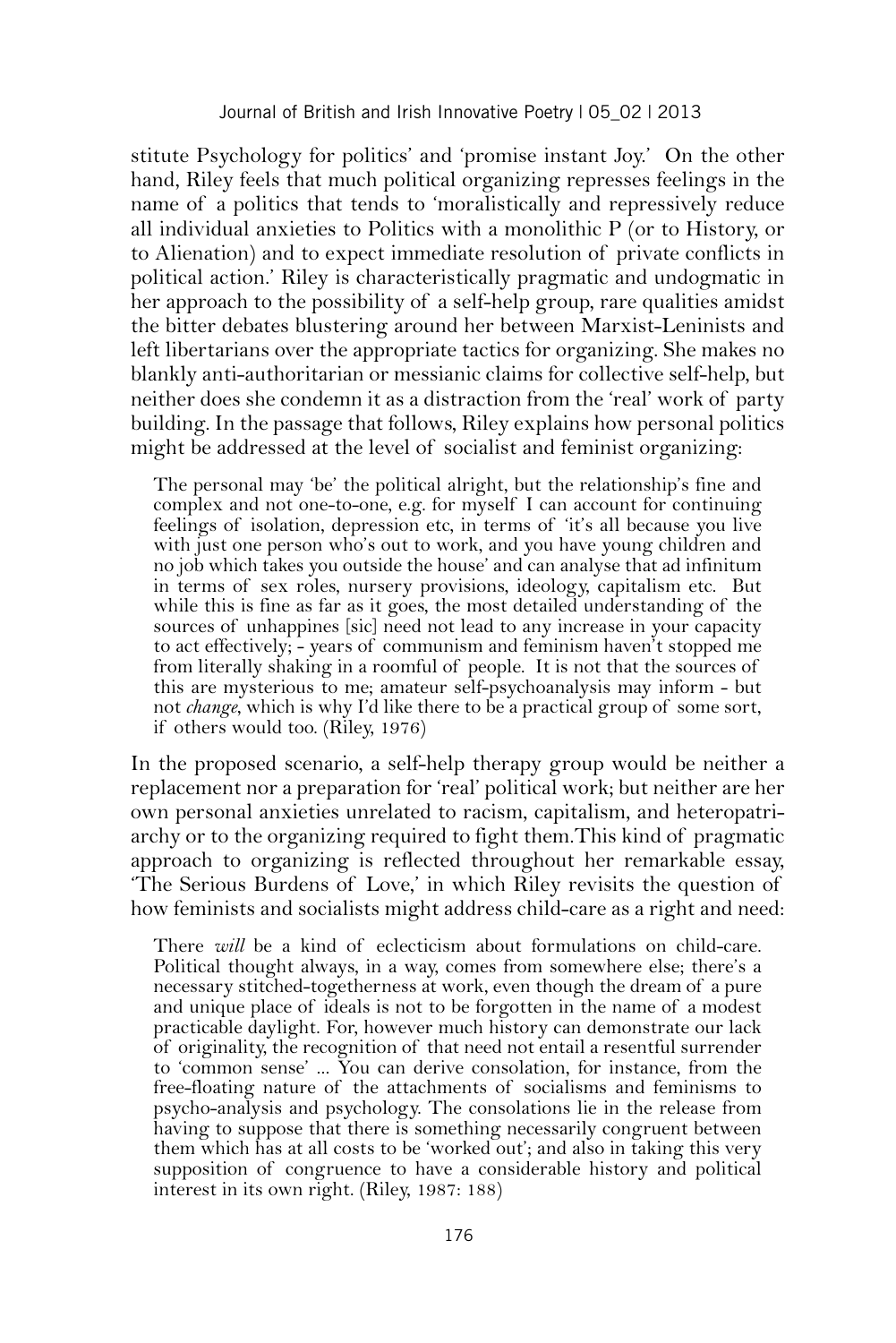stitute Psychology for politics' and 'promise instant Joy.' On the other hand, Riley feels that much political organizing represses feelings in the name of a politics that tends to 'moralistically and repressively reduce all individual anxieties to Politics with a monolithic P (or to History, or to Alienation) and to expect immediate resolution of private conflicts in political action.' Riley is characteristically pragmatic and undogmatic in her approach to the possibility of a self-help group, rare qualities amidst the bitter debates blustering around her between Marxist-Leninists and left libertarians over the appropriate tactics for organizing. She makes no blankly anti-authoritarian or messianic claims for collective self-help, but neither does she condemn it as a distraction from the 'real' work of party building. In the passage that follows, Riley explains how personal politics might be addressed at the level of socialist and feminist organizing:

> The personal may 'be' the political alright, but the relationship's fine and complex and not one-to-one, e.g. for myself I can account for continuing feelings of isolation, depression etc, in terms of 'it's all because you live with just one person who's out to work, and you have young children and no job which takes you outside the house' and can analyse that ad infinitum in terms of sex roles, nursery provisions, ideology, capitalism etc. But while this is fine as far as it goes, the most detailed understanding of the sources of unhappines [sic] need not lead to any increase in your capacity to act effectively; - years of communism and feminism haven't stopped me from literally shaking in a roomful of people. It is not that the sources of this are mysterious to me; amateur self-psychoanalysis may inform - but not *change*, which is why I'd like there to be a practical group of some sort, if others would too. (Riley, 1976)

In the proposed scenario, a self-help therapy group would be neither a replacement nor a preparation for 'real' political work; but neither are her own personal anxieties unrelated to racism, capitalism, and heteropatriarchy or to the organizing required to fight them.This kind of pragmatic approach to organizing is reflected throughout her remarkable essay, 'The Serious Burdens of Love,' in which Riley revisits the question of how feminists and socialists might address child-care as a right and need:

> There *will* be a kind of eclecticism about formulations on child-care. Political thought always, in a way, comes from somewhere else; there's a necessary stitched-togetherness at work, even though the dream of a pure and unique place of ideals is not to be forgotten in the name of a modest practicable daylight. For, however much history can demonstrate our lack of originality, the recognition of that need not entail a resentful surrender to 'common sense' ... You can derive consolation, for instance, from the free-floating nature of the attachments of socialisms and feminisms to psycho-analysis and psychology. The consolations lie in the release from having to suppose that there is something necessarily congruent between them which has at all costs to be 'worked out'; and also in taking this very supposition of congruence to have a considerable history and political interest in its own right. (Riley, 1987: 188)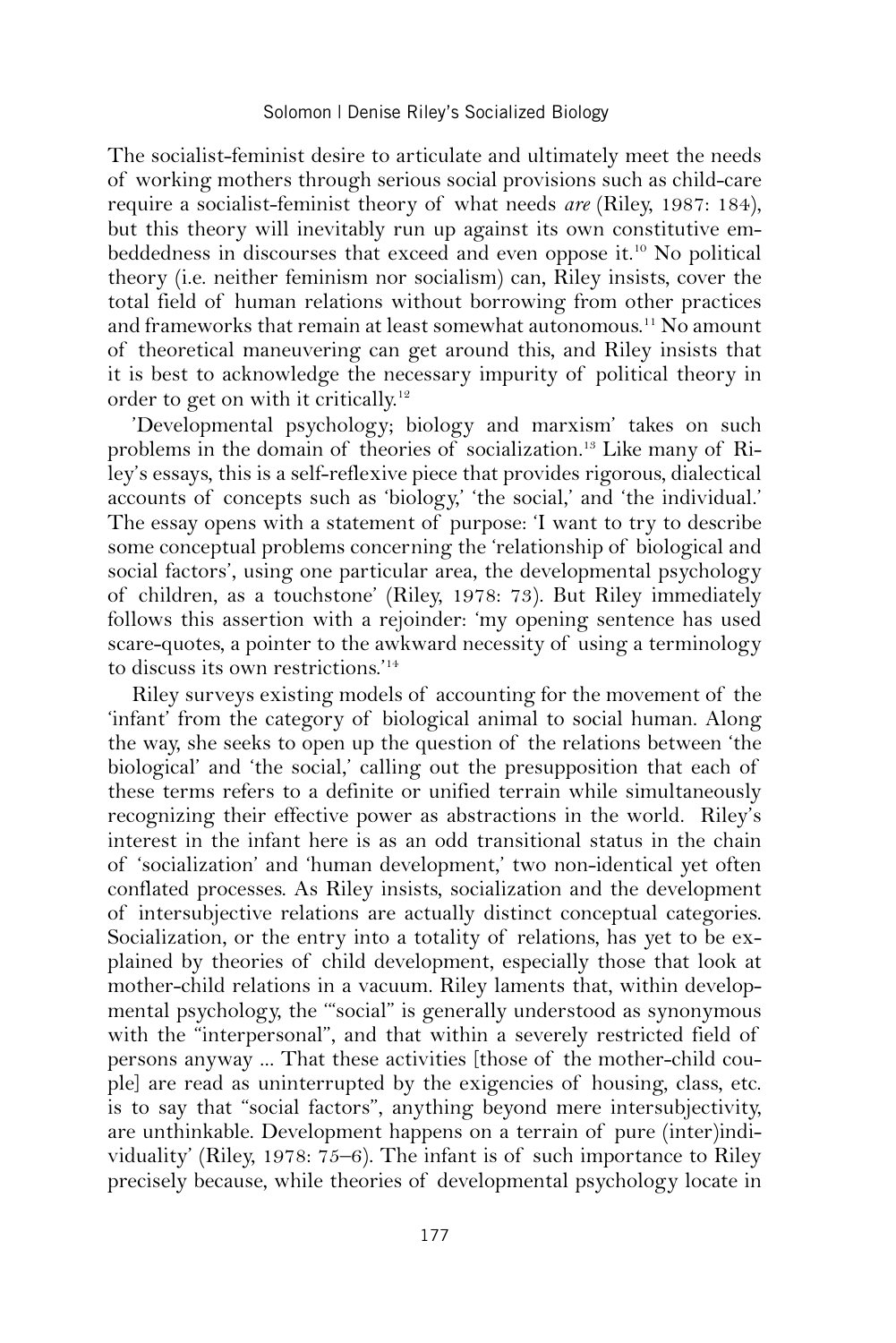The socialist-feminist desire to articulate and ultimately meet the needs of working mothers through serious social provisions such as child-care require a socialist-feminist theory of what needs *are* (Riley, 1987: 184), but this theory will inevitably run up against its own constitutive embeddedness in discourses that exceed and even oppose it.[10] No political theory (i.e. neither feminism nor socialism) can, Riley insists, cover the total field of human relations without borrowing from other practices and frameworks that remain at least somewhat autonomous.[11] No amount of theoretical maneuvering can get around this, and Riley insists that it is best to acknowledge the necessary impurity of political theory in order to get on with it critically.[12]

'Developmental psychology; biology and marxism' takes on such problems in the domain of theories of socialization.[13] Like many of Riley's essays, this is a self-reflexive piece that provides rigorous, dialectical accounts of concepts such as 'biology,' 'the social,' and 'the individual.' The essay opens with a statement of purpose: 'I want to try to describe some conceptual problems concerning the 'relationship of biological and social factors', using one particular area, the developmental psychology of children, as a touchstone' (Riley, 1978: 73). But Riley immediately follows this assertion with a rejoinder: 'my opening sentence has used scare-quotes, a pointer to the awkward necessity of using a terminology to discuss its own restrictions.'[14]

Riley surveys existing models of accounting for the movement of the 'infant' from the category of biological animal to social human. Along the way, she seeks to open up the question of the relations between 'the biological' and 'the social,' calling out the presupposition that each of these terms refers to a definite or unified terrain while simultaneously recognizing their effective power as abstractions in the world. Riley's interest in the infant here is as an odd transitional status in the chain of 'socialization' and 'human development,' two non-identical yet often conflated processes. As Riley insists, socialization and the development of intersubjective relations are actually distinct conceptual categories. Socialization, or the entry into a totality of relations, has yet to be explained by theories of child development, especially those that look at mother-child relations in a vacuum. Riley laments that, within developmental psychology, the '"social" is generally understood as synonymous with the "interpersonal", and that within a severely restricted field of persons anyway ... That these activities [those of the mother-child couple] are read as uninterrupted by the exigencies of housing, class, etc. is to say that "social factors", anything beyond mere intersubjectivity, are unthinkable. Development happens on a terrain of pure (inter)individuality' (Riley, 1978: 75–6). The infant is of such importance to Riley precisely because, while theories of developmental psychology locate in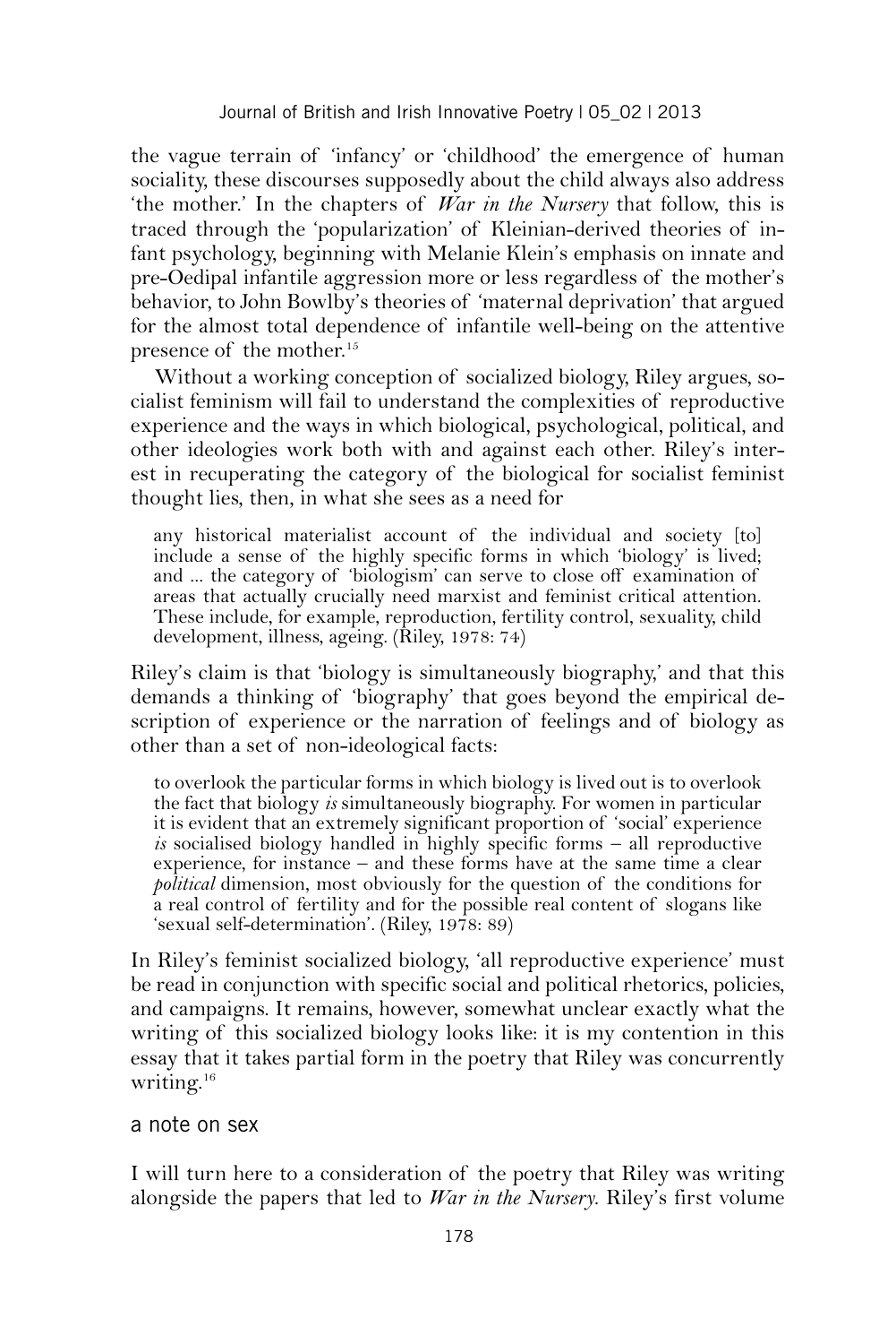the vague terrain of 'infancy' or 'childhood' the emergence of human sociality, these discourses supposedly about the child always also address 'the mother.' In the chapters of *War in the Nursery* that follow, this is traced through the 'popularization' of Kleinian-derived theories of infant psychology, beginning with Melanie Klein's emphasis on innate and pre-Oedipal infantile aggression more or less regardless of the mother's behavior, to John Bowlby's theories of 'maternal deprivation' that argued for the almost total dependence of infantile well-being on the attentive presence of the mother.[15]

Without a working conception of socialized biology, Riley argues, socialist feminism will fail to understand the complexities of reproductive experience and the ways in which biological, psychological, political, and other ideologies work both with and against each other. Riley's interest in recuperating the category of the biological for socialist feminist thought lies, then, in what she sees as a need for

> any historical materialist account of the individual and society [to] include a sense of the highly specific forms in which 'biology' is lived; and ... the category of 'biologism' can serve to close off examination of areas that actually crucially need marxist and feminist critical attention. These include, for example, reproduction, fertility control, sexuality, child development, illness, ageing. (Riley, 1978: 74)

Riley's claim is that 'biology is simultaneously biography,' and that this demands a thinking of 'biography' that goes beyond the empirical description of experience or the narration of feelings and of biology as other than a set of non-ideological facts:

> to overlook the particular forms in which biology is lived out is to overlook the fact that biology *is* simultaneously biography. For women in particular it is evident that an extremely significant proportion of 'social' experience *is* socialised biology handled in highly specific forms – all reproductive experience, for instance – and these forms have at the same time a clear *political* dimension, most obviously for the question of the conditions for a real control of fertility and for the possible real content of slogans like 'sexual self-determination'. (Riley, 1978: 89)

In Riley's feminist socialized biology, 'all reproductive experience' must be read in conjunction with specific social and political rhetorics, policies, and campaigns. It remains, however, somewhat unclear exactly what the writing of this socialized biology looks like: it is my contention in this essay that it takes partial form in the poetry that Riley was concurrently writing.[16]

## a note on sex

I will turn here to a consideration of the poetry that Riley was writing alongside the papers that led to *War in the Nursery*. Riley's first volume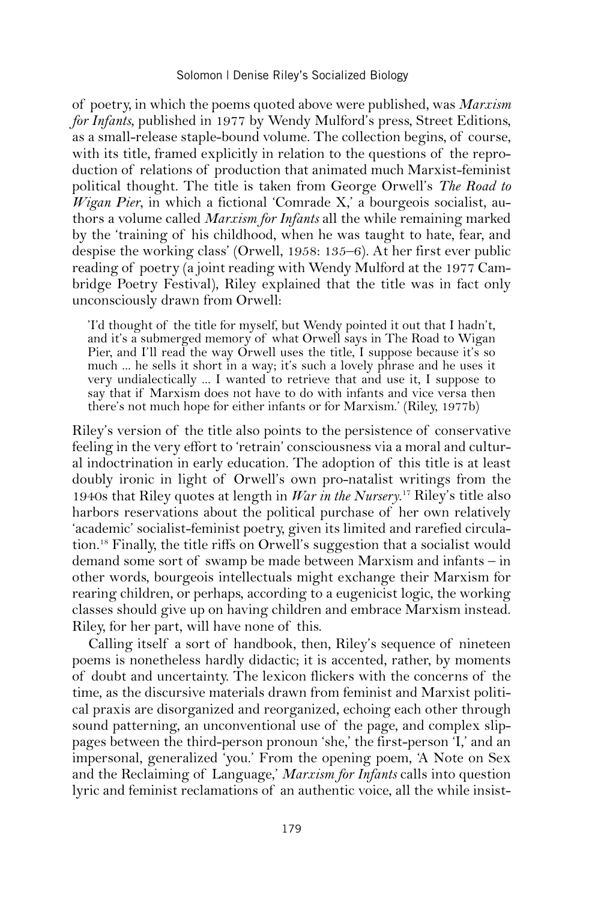of poetry, in which the poems quoted above were published, was *Marxism for Infants*, published in 1977 by Wendy Mulford's press, Street Editions, as a small-release staple-bound volume. The collection begins, of course, with its title, framed explicitly in relation to the questions of the reproduction of relations of production that animated much Marxist-feminist political thought. The title is taken from George Orwell's *The Road to Wigan Pier*, in which a fictional 'Comrade X,' a bourgeois socialist, authors a volume called *Marxism for Infants* all the while remaining marked by the 'training of his childhood, when he was taught to hate, fear, and despise the working class' (Orwell, 1958: 135–6). At her first ever public reading of poetry (a joint reading with Wendy Mulford at the 1977 Cambridge Poetry Festival), Riley explained that the title was in fact only unconsciously drawn from Orwell:

> 'I'd thought of the title for myself, but Wendy pointed it out that I hadn't, and it's a submerged memory of what Orwell says in The Road to Wigan Pier, and I'll read the way Orwell uses the title, I suppose because it's so much ... he sells it short in a way; it's such a lovely phrase and he uses it very undialectically ... I wanted to retrieve that and use it, I suppose to say that if Marxism does not have to do with infants and vice versa then there's not much hope for either infants or for Marxism.' (Riley, 1977b)

Riley's version of the title also points to the persistence of conservative feeling in the very effort to 'retrain' consciousness via a moral and cultural indoctrination in early education. The adoption of this title is at least doubly ironic in light of Orwell's own pro-natalist writings from the 1940s that Riley quotes at length in *War in the Nursery*.[17] Riley's title also harbors reservations about the political purchase of her own relatively 'academic' socialist-feminist poetry, given its limited and rarefied circulation.[18] Finally, the title riffs on Orwell's suggestion that a socialist would demand some sort of swamp be made between Marxism and infants – in other words, bourgeois intellectuals might exchange their Marxism for rearing children, or perhaps, according to a eugenicist logic, the working classes should give up on having children and embrace Marxism instead. Riley, for her part, will have none of this.

Calling itself a sort of handbook, then, Riley's sequence of nineteen poems is nonetheless hardly didactic; it is accented, rather, by moments of doubt and uncertainty. The lexicon flickers with the concerns of the time, as the discursive materials drawn from feminist and Marxist political praxis are disorganized and reorganized, echoing each other through sound patterning, an unconventional use of the page, and complex slippages between the third-person pronoun 'she,' the first-person 'I,' and an impersonal, generalized 'you.' From the opening poem, 'A Note on Sex and the Reclaiming of Language,' *Marxism for Infants* calls into question lyric and feminist reclamations of an authentic voice, all the while insist-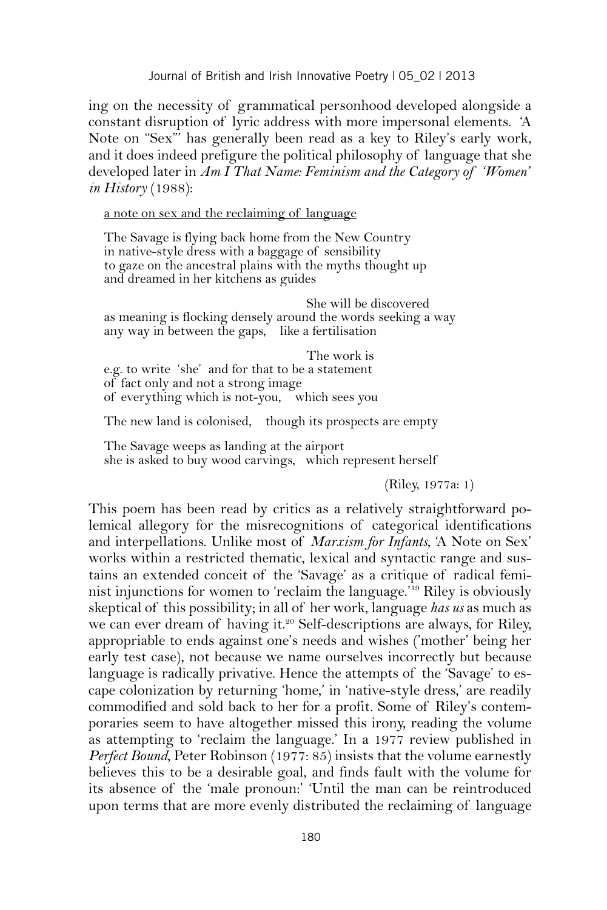ing on the necessity of grammatical personhood developed alongside a constant disruption of lyric address with more impersonal elements. 'A Note on "Sex"' has generally been read as a key to Riley's early work, and it does indeed prefigure the political philosophy of language that she developed later in *Am I That Name: Feminism and the Category of 'Women' in History* (1988):

> <u>a note on sex and the reclaiming of language</u>
>
> The Savage is flying back home from the New Country
> in native-style dress with a baggage of sensibility
> to gaze on the ancestral plains with the myths thought up
> and dreamed in her kitchens as guides
>
> She will be discovered
> as meaning is flocking densely around the words seeking a way
> any way in between the gaps, like a fertilisation
>
> The work is
> e.g. to write 'she' and for that to be a statement
> of fact only and not a strong image
> of everything which is not-you, which sees you
>
> The new land is colonised, though its prospects are empty
>
> The Savage weeps as landing at the airport
> she is asked to buy wood carvings, which represent herself
>
> (Riley, 1977a: 1)

This poem has been read by critics as a relatively straightforward polemical allegory for the misrecognitions of categorical identifications and interpellations. Unlike most of *Marxism for Infants*, 'A Note on Sex' works within a restricted thematic, lexical and syntactic range and sustains an extended conceit of the 'Savage' as a critique of radical feminist injunctions for women to 'reclaim the language.'[19] Riley is obviously skeptical of this possibility; in all of her work, language *has us* as much as we can ever dream of having it.[20] Self-descriptions are always, for Riley, appropriable to ends against one's needs and wishes ('mother' being her early test case), not because we name ourselves incorrectly but because language is radically privative. Hence the attempts of the 'Savage' to escape colonization by returning 'home,' in 'native-style dress,' are readily commodified and sold back to her for a profit. Some of Riley's contemporaries seem to have altogether missed this irony, reading the volume as attempting to 'reclaim the language.' In a 1977 review published in *Perfect Bound*, Peter Robinson (1977: 85) insists that the volume earnestly believes this to be a desirable goal, and finds fault with the volume for its absence of the 'male pronoun:' 'Until the man can be reintroduced upon terms that are more evenly distributed the reclaiming of language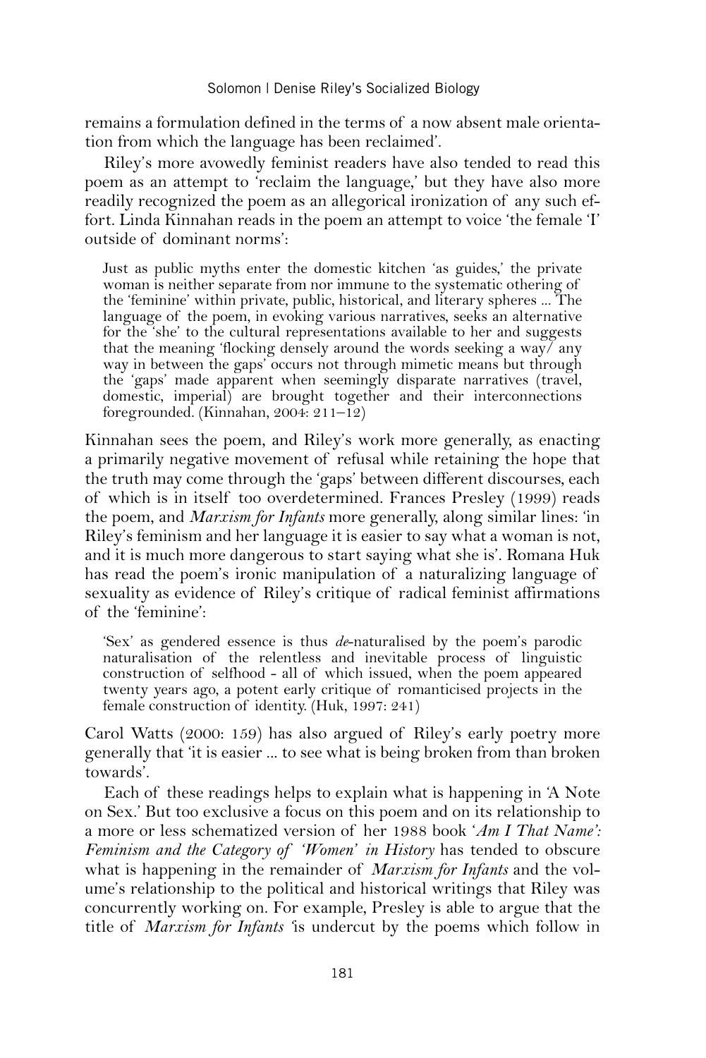remains a formulation defined in the terms of a now absent male orientation from which the language has been reclaimed'.

Riley's more avowedly feminist readers have also tended to read this poem as an attempt to 'reclaim the language,' but they have also more readily recognized the poem as an allegorical ironization of any such effort. Linda Kinnahan reads in the poem an attempt to voice 'the female 'I' outside of dominant norms':

> Just as public myths enter the domestic kitchen 'as guides,' the private woman is neither separate from nor immune to the systematic othering of the 'feminine' within private, public, historical, and literary spheres ... The language of the poem, in evoking various narratives, seeks an alternative for the 'she' to the cultural representations available to her and suggests that the meaning 'flocking densely around the words seeking a way/ any way in between the gaps' occurs not through mimetic means but through the 'gaps' made apparent when seemingly disparate narratives (travel, domestic, imperial) are brought together and their interconnections foregrounded. (Kinnahan, 2004: 211–12)

Kinnahan sees the poem, and Riley's work more generally, as enacting a primarily negative movement of refusal while retaining the hope that the truth may come through the 'gaps' between different discourses, each of which is in itself too overdetermined. Frances Presley (1999) reads the poem, and *Marxism for Infants* more generally, along similar lines: 'in Riley's feminism and her language it is easier to say what a woman is not, and it is much more dangerous to start saying what she is'. Romana Huk has read the poem's ironic manipulation of a naturalizing language of sexuality as evidence of Riley's critique of radical feminist affirmations of the 'feminine':

> 'Sex' as gendered essence is thus *de*-naturalised by the poem's parodic naturalisation of the relentless and inevitable process of linguistic construction of selfhood - all of which issued, when the poem appeared twenty years ago, a potent early critique of romanticised projects in the female construction of identity. (Huk, 1997: 241)

Carol Watts (2000: 159) has also argued of Riley's early poetry more generally that 'it is easier ... to see what is being broken from than broken towards'.

Each of these readings helps to explain what is happening in 'A Note on Sex.' But too exclusive a focus on this poem and on its relationship to a more or less schematized version of her 1988 book *'Am I That Name': Feminism and the Category of 'Women' in History* has tended to obscure what is happening in the remainder of *Marxism for Infants* and the volume's relationship to the political and historical writings that Riley was concurrently working on. For example, Presley is able to argue that the title of *Marxism for Infants* 'is undercut by the poems which follow in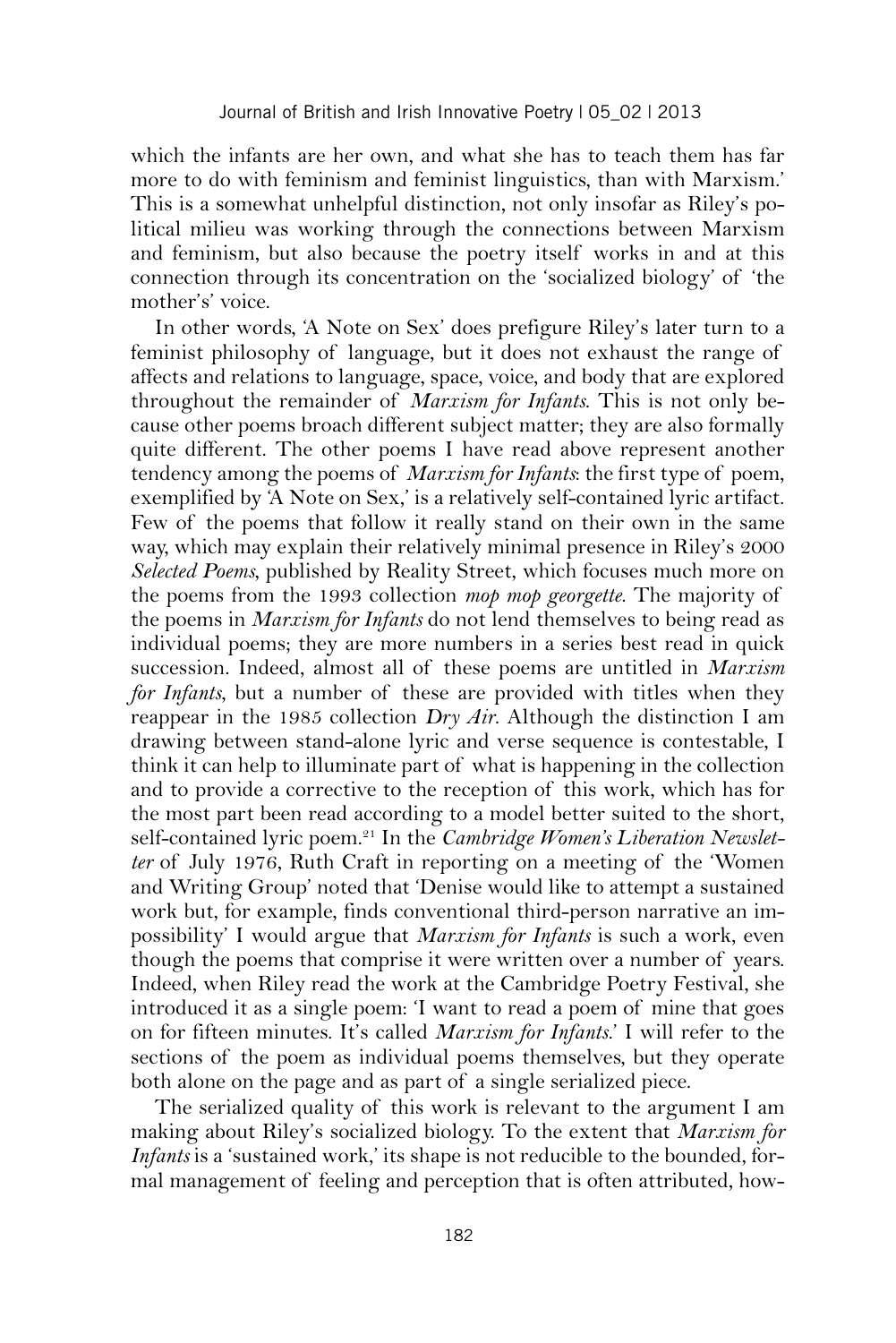which the infants are her own, and what she has to teach them has far more to do with feminism and feminist linguistics, than with Marxism.' This is a somewhat unhelpful distinction, not only insofar as Riley's political milieu was working through the connections between Marxism and feminism, but also because the poetry itself works in and at this connection through its concentration on the 'socialized biology' of 'the mother's' voice.

In other words, 'A Note on Sex' does prefigure Riley's later turn to a feminist philosophy of language, but it does not exhaust the range of affects and relations to language, space, voice, and body that are explored throughout the remainder of *Marxism for Infants*. This is not only because other poems broach different subject matter; they are also formally quite different. The other poems I have read above represent another tendency among the poems of *Marxism for Infants*: the first type of poem, exemplified by 'A Note on Sex,' is a relatively self-contained lyric artifact. Few of the poems that follow it really stand on their own in the same way, which may explain their relatively minimal presence in Riley's 2000 *Selected Poems*, published by Reality Street, which focuses much more on the poems from the 1993 collection *mop mop georgette*. The majority of the poems in *Marxism for Infants* do not lend themselves to being read as individual poems; they are more numbers in a series best read in quick succession. Indeed, almost all of these poems are untitled in *Marxism for Infants*, but a number of these are provided with titles when they reappear in the 1985 collection *Dry Air*. Although the distinction I am drawing between stand-alone lyric and verse sequence is contestable, I think it can help to illuminate part of what is happening in the collection and to provide a corrective to the reception of this work, which has for the most part been read according to a model better suited to the short, self-contained lyric poem.[21] In the *Cambridge Women's Liberation Newsletter* of July 1976, Ruth Craft in reporting on a meeting of the 'Women and Writing Group' noted that 'Denise would like to attempt a sustained work but, for example, finds conventional third-person narrative an impossibility' I would argue that *Marxism for Infants* is such a work, even though the poems that comprise it were written over a number of years. Indeed, when Riley read the work at the Cambridge Poetry Festival, she introduced it as a single poem: 'I want to read a poem of mine that goes on for fifteen minutes. It's called *Marxism for Infants*.' I will refer to the sections of the poem as individual poems themselves, but they operate both alone on the page and as part of a single serialized piece.

The serialized quality of this work is relevant to the argument I am making about Riley's socialized biology. To the extent that *Marxism for Infants* is a 'sustained work,' its shape is not reducible to the bounded, formal management of feeling and perception that is often attributed, how-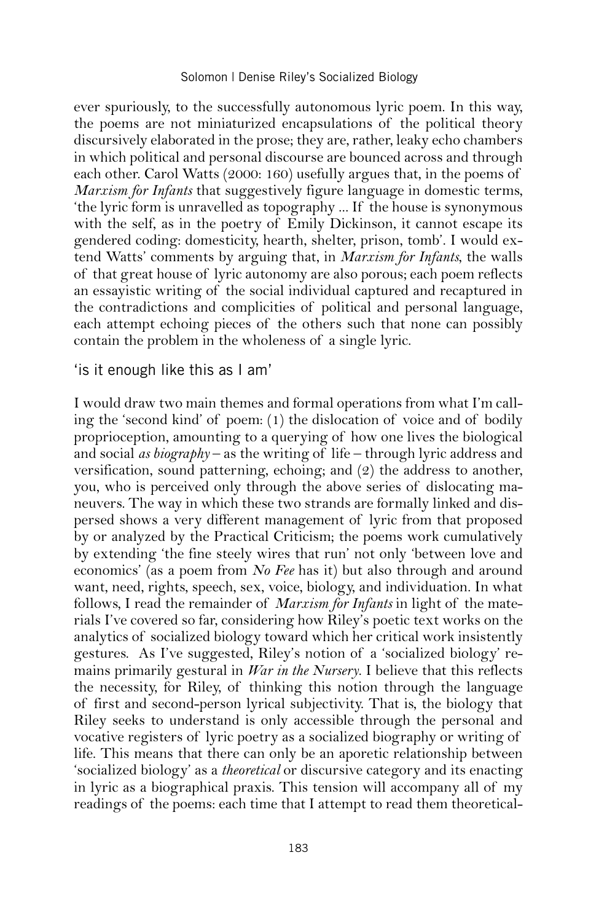ever spuriously, to the successfully autonomous lyric poem. In this way, the poems are not miniaturized encapsulations of the political theory discursively elaborated in the prose; they are, rather, leaky echo chambers in which political and personal discourse are bounced across and through each other. Carol Watts (2000: 160) usefully argues that, in the poems of *Marxism for Infants* that suggestively figure language in domestic terms, 'the lyric form is unravelled as topography ... If the house is synonymous with the self, as in the poetry of Emily Dickinson, it cannot escape its gendered coding: domesticity, hearth, shelter, prison, tomb'. I would extend Watts' comments by arguing that, in *Marxism for Infants*, the walls of that great house of lyric autonomy are also porous; each poem reflects an essayistic writing of the social individual captured and recaptured in the contradictions and complicities of political and personal language, each attempt echoing pieces of the others such that none can possibly contain the problem in the wholeness of a single lyric.

## 'is it enough like this as I am'

I would draw two main themes and formal operations from what I'm calling the 'second kind' of poem: (1) the dislocation of voice and of bodily proprioception, amounting to a querying of how one lives the biological and social *as biography* – as the writing of life – through lyric address and versification, sound patterning, echoing; and (2) the address to another, you, who is perceived only through the above series of dislocating maneuvers. The way in which these two strands are formally linked and dispersed shows a very different management of lyric from that proposed by or analyzed by the Practical Criticism; the poems work cumulatively by extending 'the fine steely wires that run' not only 'between love and economics' (as a poem from *No Fee* has it) but also through and around want, need, rights, speech, sex, voice, biology, and individuation. In what follows, I read the remainder of *Marxism for Infants* in light of the materials I've covered so far, considering how Riley's poetic text works on the analytics of socialized biology toward which her critical work insistently gestures. As I've suggested, Riley's notion of a 'socialized biology' remains primarily gestural in *War in the Nursery*. I believe that this reflects the necessity, for Riley, of thinking this notion through the language of first and second-person lyrical subjectivity. That is, the biology that Riley seeks to understand is only accessible through the personal and vocative registers of lyric poetry as a socialized biography or writing of life. This means that there can only be an aporetic relationship between 'socialized biology' as a *theoretical* or discursive category and its enacting in lyric as a biographical praxis. This tension will accompany all of my readings of the poems: each time that I attempt to read them theoretical-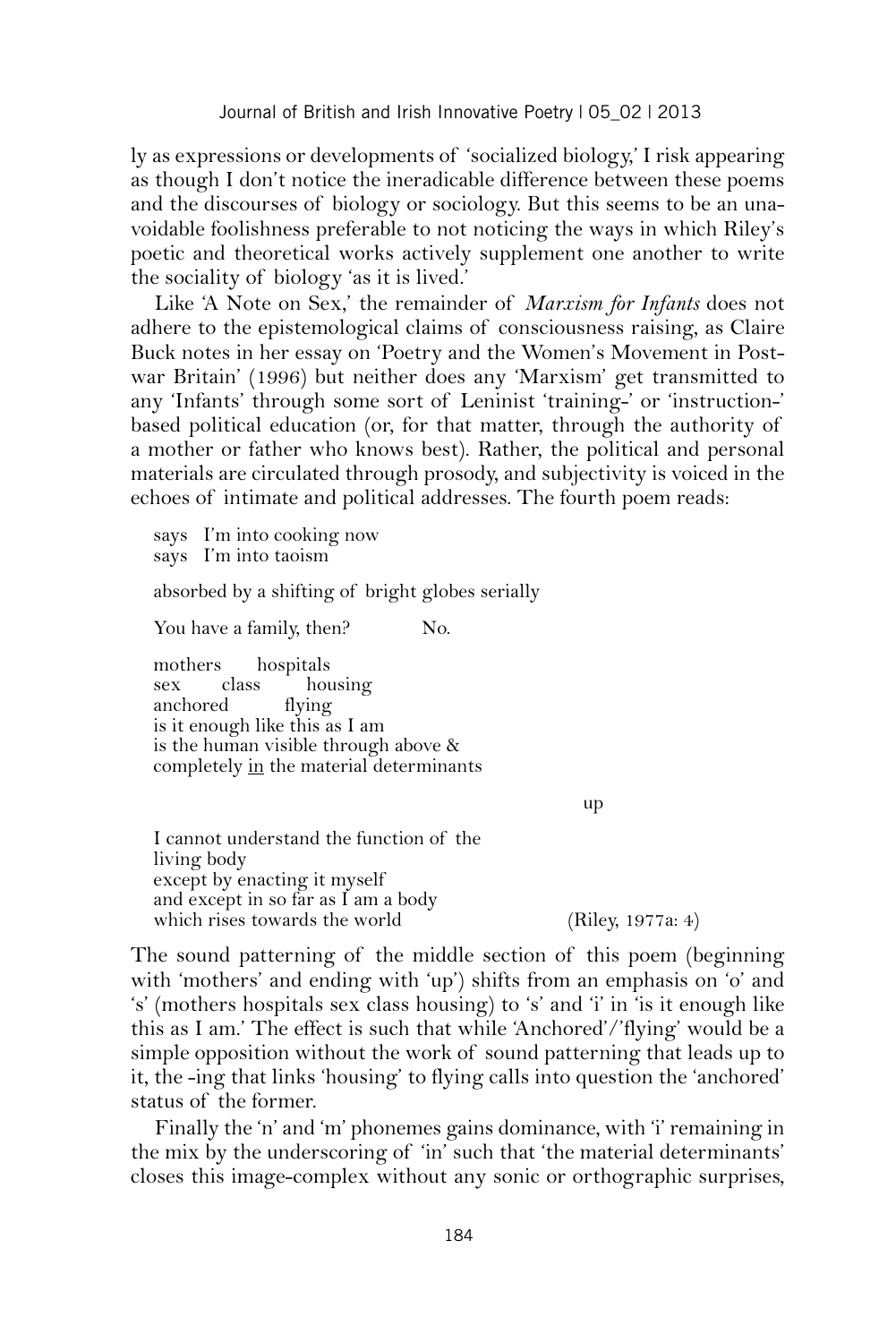ly as expressions or developments of 'socialized biology,' I risk appearing as though I don't notice the ineradicable difference between these poems and the discourses of biology or sociology. But this seems to be an unavoidable foolishness preferable to not noticing the ways in which Riley's poetic and theoretical works actively supplement one another to write the sociality of biology 'as it is lived.'

Like 'A Note on Sex,' the remainder of *Marxism for Infants* does not adhere to the epistemological claims of consciousness raising, as Claire Buck notes in her essay on 'Poetry and the Women's Movement in Postwar Britain' (1996) but neither does any 'Marxism' get transmitted to any 'Infants' through some sort of Leninist 'training-' or 'instruction-' based political education (or, for that matter, through the authority of a mother or father who knows best). Rather, the political and personal materials are circulated through prosody, and subjectivity is voiced in the echoes of intimate and political addresses. The fourth poem reads:

> says   I'm into cooking now  
> says   I'm into taoism
>
> absorbed by a shifting of bright globes serially
>
> You have a family, then?            No.
>
> mothers      hospitals  
> sex      class      housing  
> anchored          flying  
> is it enough like this as I am  
> is the human visible through above &  
> completely <u>in</u> the material determinants
>
> up
>
> I cannot understand the function of the  
> living body  
> except by enacting it myself  
> and except in so far as I am a body  
> which rises towards the world                    (Riley, 1977a: 4)

The sound patterning of the middle section of this poem (beginning with 'mothers' and ending with 'up') shifts from an emphasis on 'o' and 's' (mothers hospitals sex class housing) to 's' and 'i' in 'is it enough like this as I am.' The effect is such that while 'Anchored'/'flying' would be a simple opposition without the work of sound patterning that leads up to it, the -ing that links 'housing' to flying calls into question the 'anchored' status of the former.

Finally the 'n' and 'm' phonemes gains dominance, with 'i' remaining in the mix by the underscoring of 'in' such that 'the material determinants' closes this image-complex without any sonic or orthographic surprises,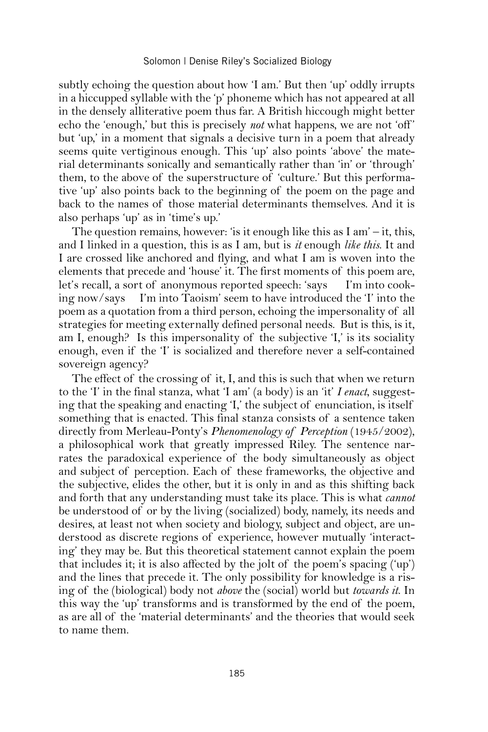subtly echoing the question about how 'I am.' But then 'up' oddly irrupts in a hiccupped syllable with the 'p' phoneme which has not appeared at all in the densely alliterative poem thus far. A British hiccough might better echo the 'enough,' but this is precisely *not* what happens, we are not 'off' but 'up,' in a moment that signals a decisive turn in a poem that already seems quite vertiginous enough. This 'up' also points 'above' the material determinants sonically and semantically rather than 'in' or 'through' them, to the above of the superstructure of 'culture.' But this performative 'up' also points back to the beginning of the poem on the page and back to the names of those material determinants themselves. And it is also perhaps 'up' as in 'time's up.'

The question remains, however: 'is it enough like this as I am' – it, this, and I linked in a question, this is as I am, but is *it* enough *like this.* It and I are crossed like anchored and flying, and what I am is woven into the elements that precede and 'house' it. The first moments of this poem are, let's recall, a sort of anonymous reported speech: 'says     I'm into cooking now/says     I'm into Taoism' seem to have introduced the 'I' into the poem as a quotation from a third person, echoing the impersonality of all strategies for meeting externally defined personal needs. But is this, is it, am I, enough? Is this impersonality of the subjective 'I,' is its sociality enough, even if the 'I' is socialized and therefore never a self-contained sovereign agency?

The effect of the crossing of it, I, and this is such that when we return to the 'I' in the final stanza, what 'I am' (a body) is an 'it' *I enact*, suggesting that the speaking and enacting 'I,' the subject of enunciation, is itself something that is enacted. This final stanza consists of a sentence taken directly from Merleau-Ponty's *Phenomenology of Perception* (1945/2002), a philosophical work that greatly impressed Riley. The sentence narrates the paradoxical experience of the body simultaneously as object and subject of perception. Each of these frameworks, the objective and the subjective, elides the other, but it is only in and as this shifting back and forth that any understanding must take its place. This is what *cannot* be understood of or by the living (socialized) body, namely, its needs and desires, at least not when society and biology, subject and object, are understood as discrete regions of experience, however mutually 'interacting' they may be. But this theoretical statement cannot explain the poem that includes it; it is also affected by the jolt of the poem's spacing ('up') and the lines that precede it. The only possibility for knowledge is a rising of the (biological) body not *above* the (social) world but *towards it.* In this way the 'up' transforms and is transformed by the end of the poem, as are all of the 'material determinants' and the theories that would seek to name them.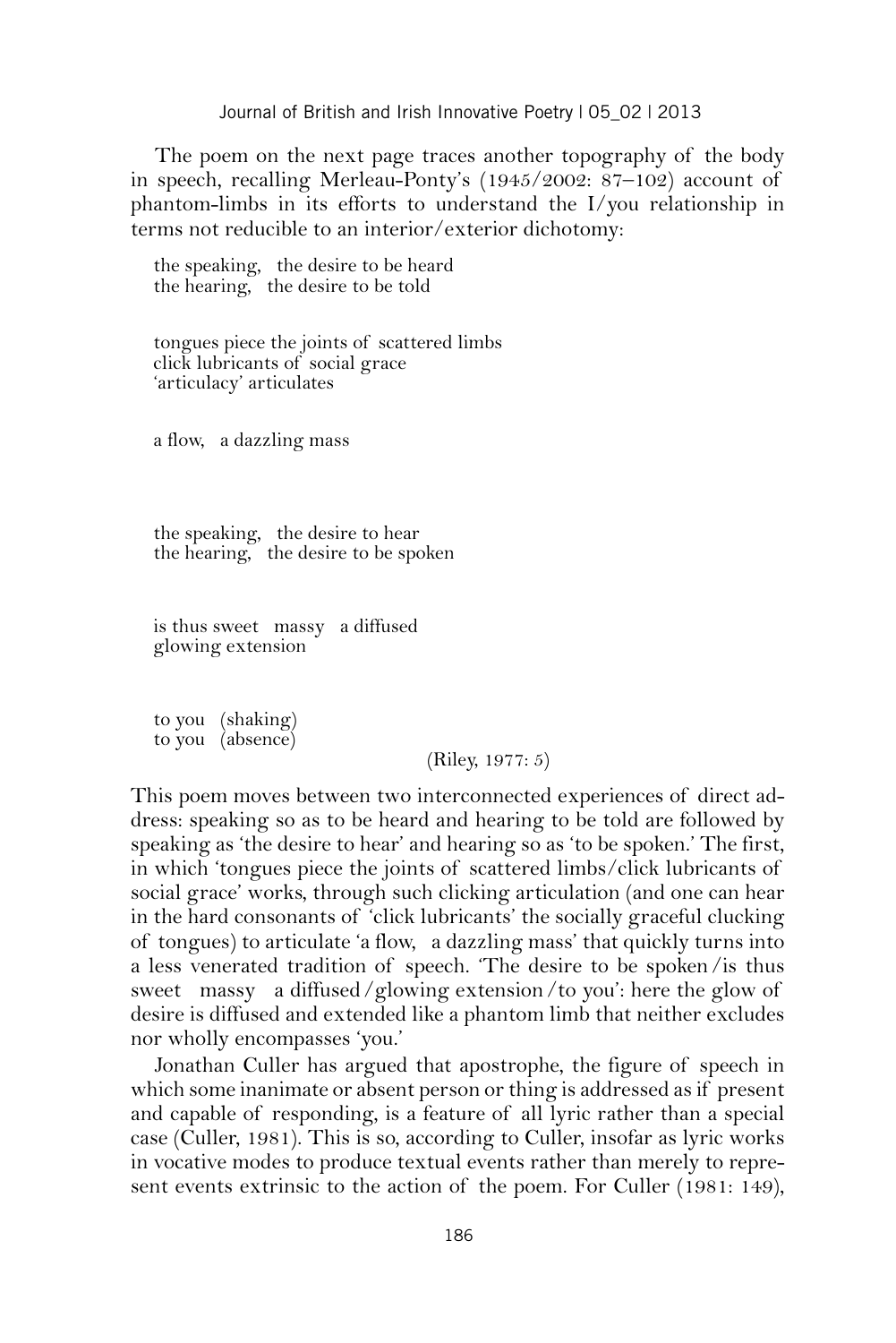The poem on the next page traces another topography of the body in speech, recalling Merleau-Ponty's (1945/2002: 87–102) account of phantom-limbs in its efforts to understand the I/you relationship in terms not reducible to an interior/exterior dichotomy:

> the speaking,   the desire to be heard  
> the hearing,   the desire to be told
>
> tongues piece the joints of scattered limbs  
> click lubricants of social grace  
> 'articulacy' articulates
>
> a flow,   a dazzling mass
>
> the speaking,   the desire to hear  
> the hearing,   the desire to be spoken
>
> is thus sweet   massy   a diffused  
> glowing extension
>
> to you   (shaking)  
> to you   (absence)
>
> (Riley, 1977: 5)

This poem moves between two interconnected experiences of direct address: speaking so as to be heard and hearing to be told are followed by speaking as 'the desire to hear' and hearing so as 'to be spoken.' The first, in which 'tongues piece the joints of scattered limbs/click lubricants of social grace' works, through such clicking articulation (and one can hear in the hard consonants of 'click lubricants' the socially graceful clucking of tongues) to articulate 'a flow,   a dazzling mass' that quickly turns into a less venerated tradition of speech. 'The desire to be spoken/is thus sweet   massy   a diffused/glowing extension/to you': here the glow of desire is diffused and extended like a phantom limb that neither excludes nor wholly encompasses 'you.'

Jonathan Culler has argued that apostrophe, the figure of speech in which some inanimate or absent person or thing is addressed as if present and capable of responding, is a feature of all lyric rather than a special case (Culler, 1981). This is so, according to Culler, insofar as lyric works in vocative modes to produce textual events rather than merely to represent events extrinsic to the action of the poem. For Culler (1981: 149),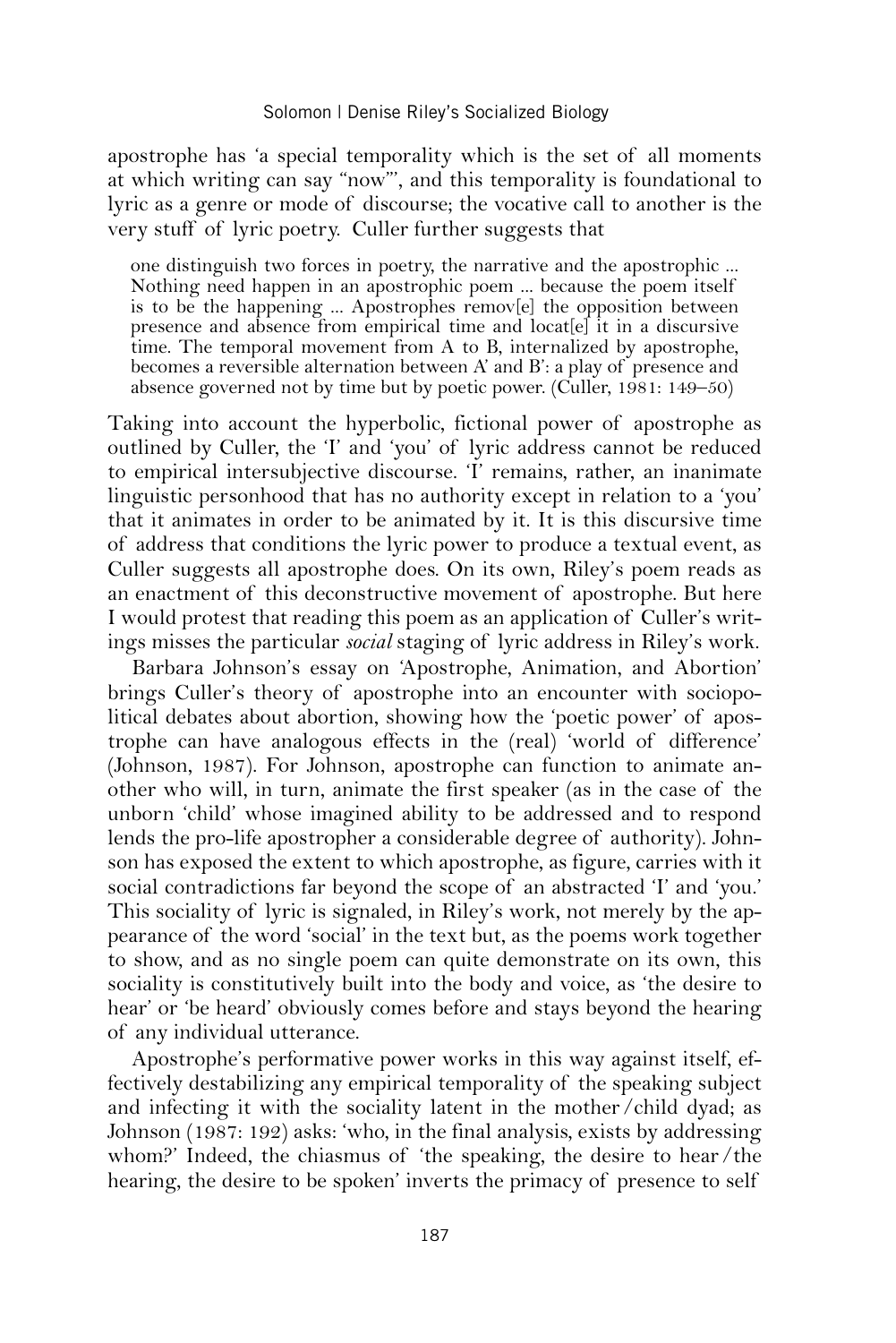apostrophe has 'a special temporality which is the set of all moments at which writing can say "now"', and this temporality is foundational to lyric as a genre or mode of discourse; the vocative call to another is the very stuff of lyric poetry. Culler further suggests that

> one distinguish two forces in poetry, the narrative and the apostrophic ... Nothing need happen in an apostrophic poem ... because the poem itself is to be the happening ... Apostrophes remov[e] the opposition between presence and absence from empirical time and locat[e] it in a discursive time. The temporal movement from A to B, internalized by apostrophe, becomes a reversible alternation between A' and B': a play of presence and absence governed not by time but by poetic power. (Culler, 1981: 149–50)

Taking into account the hyperbolic, fictional power of apostrophe as outlined by Culler, the 'I' and 'you' of lyric address cannot be reduced to empirical intersubjective discourse. 'I' remains, rather, an inanimate linguistic personhood that has no authority except in relation to a 'you' that it animates in order to be animated by it. It is this discursive time of address that conditions the lyric power to produce a textual event, as Culler suggests all apostrophe does. On its own, Riley's poem reads as an enactment of this deconstructive movement of apostrophe. But here I would protest that reading this poem as an application of Culler's writings misses the particular *social* staging of lyric address in Riley's work.

Barbara Johnson's essay on 'Apostrophe, Animation, and Abortion' brings Culler's theory of apostrophe into an encounter with sociopolitical debates about abortion, showing how the 'poetic power' of apostrophe can have analogous effects in the (real) 'world of difference' (Johnson, 1987). For Johnson, apostrophe can function to animate another who will, in turn, animate the first speaker (as in the case of the unborn 'child' whose imagined ability to be addressed and to respond lends the pro-life apostropher a considerable degree of authority). Johnson has exposed the extent to which apostrophe, as figure, carries with it social contradictions far beyond the scope of an abstracted 'I' and 'you.' This sociality of lyric is signaled, in Riley's work, not merely by the appearance of the word 'social' in the text but, as the poems work together to show, and as no single poem can quite demonstrate on its own, this sociality is constitutively built into the body and voice, as 'the desire to hear' or 'be heard' obviously comes before and stays beyond the hearing of any individual utterance.

Apostrophe's performative power works in this way against itself, effectively destabilizing any empirical temporality of the speaking subject and infecting it with the sociality latent in the mother/child dyad; as Johnson (1987: 192) asks: 'who, in the final analysis, exists by addressing whom?' Indeed, the chiasmus of 'the speaking, the desire to hear/the hearing, the desire to be spoken' inverts the primacy of presence to self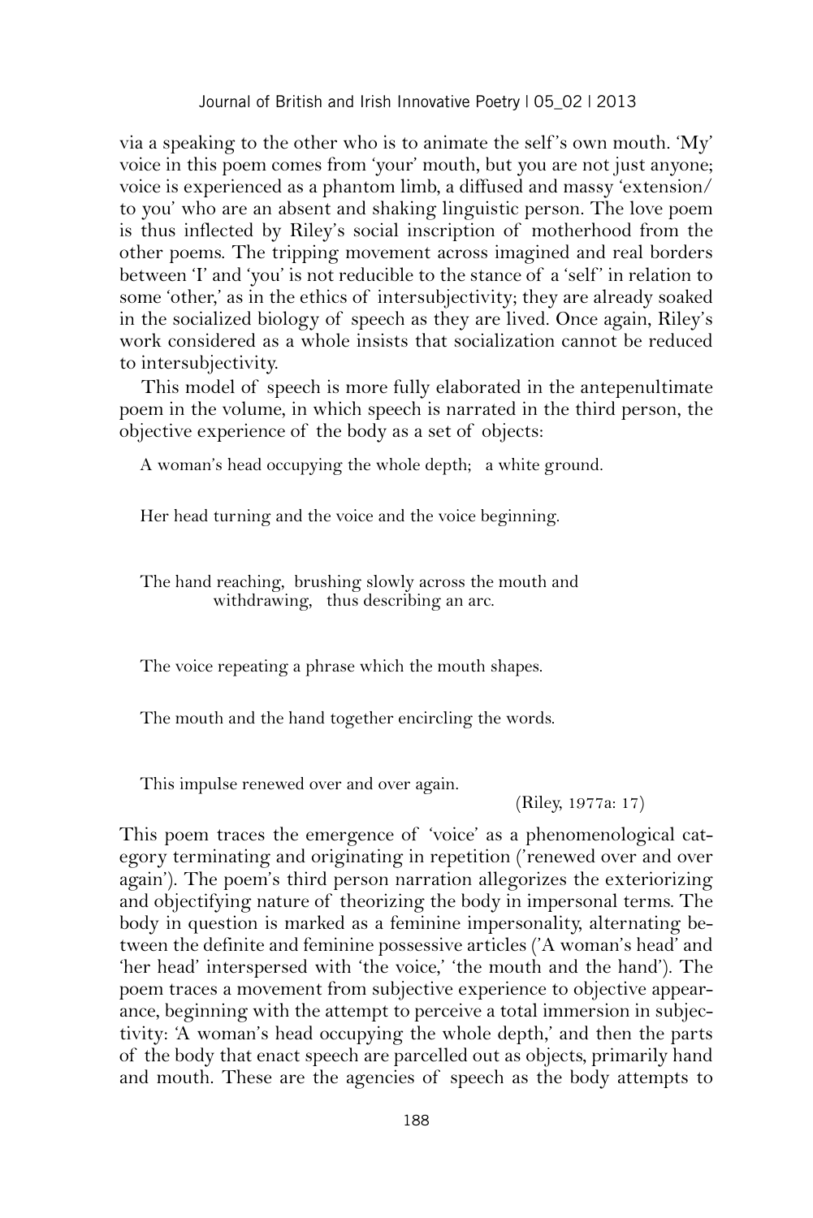via a speaking to the other who is to animate the self's own mouth. 'My' voice in this poem comes from 'your' mouth, but you are not just anyone; voice is experienced as a phantom limb, a diffused and massy 'extension/ to you' who are an absent and shaking linguistic person. The love poem is thus inflected by Riley's social inscription of motherhood from the other poems. The tripping movement across imagined and real borders between 'I' and 'you' is not reducible to the stance of a 'self' in relation to some 'other,' as in the ethics of intersubjectivity; they are already soaked in the socialized biology of speech as they are lived. Once again, Riley's work considered as a whole insists that socialization cannot be reduced to intersubjectivity.

This model of speech is more fully elaborated in the antepenultimate poem in the volume, in which speech is narrated in the third person, the objective experience of the body as a set of objects:

> A woman's head occupying the whole depth;   a white ground.
>
> Her head turning and the voice and the voice beginning.
>
> The hand reaching,  brushing slowly across the mouth and
>     withdrawing,   thus describing an arc.
>
> The voice repeating a phrase which the mouth shapes.
>
> The mouth and the hand together encircling the words.
>
> This impulse renewed over and over again.
>
> (Riley, 1977a: 17)

This poem traces the emergence of 'voice' as a phenomenological category terminating and originating in repetition ('renewed over and over again'). The poem's third person narration allegorizes the exteriorizing and objectifying nature of theorizing the body in impersonal terms. The body in question is marked as a feminine impersonality, alternating between the definite and feminine possessive articles ('A woman's head' and 'her head' interspersed with 'the voice,' 'the mouth and the hand'). The poem traces a movement from subjective experience to objective appearance, beginning with the attempt to perceive a total immersion in subjectivity: 'A woman's head occupying the whole depth,' and then the parts of the body that enact speech are parcelled out as objects, primarily hand and mouth. These are the agencies of speech as the body attempts to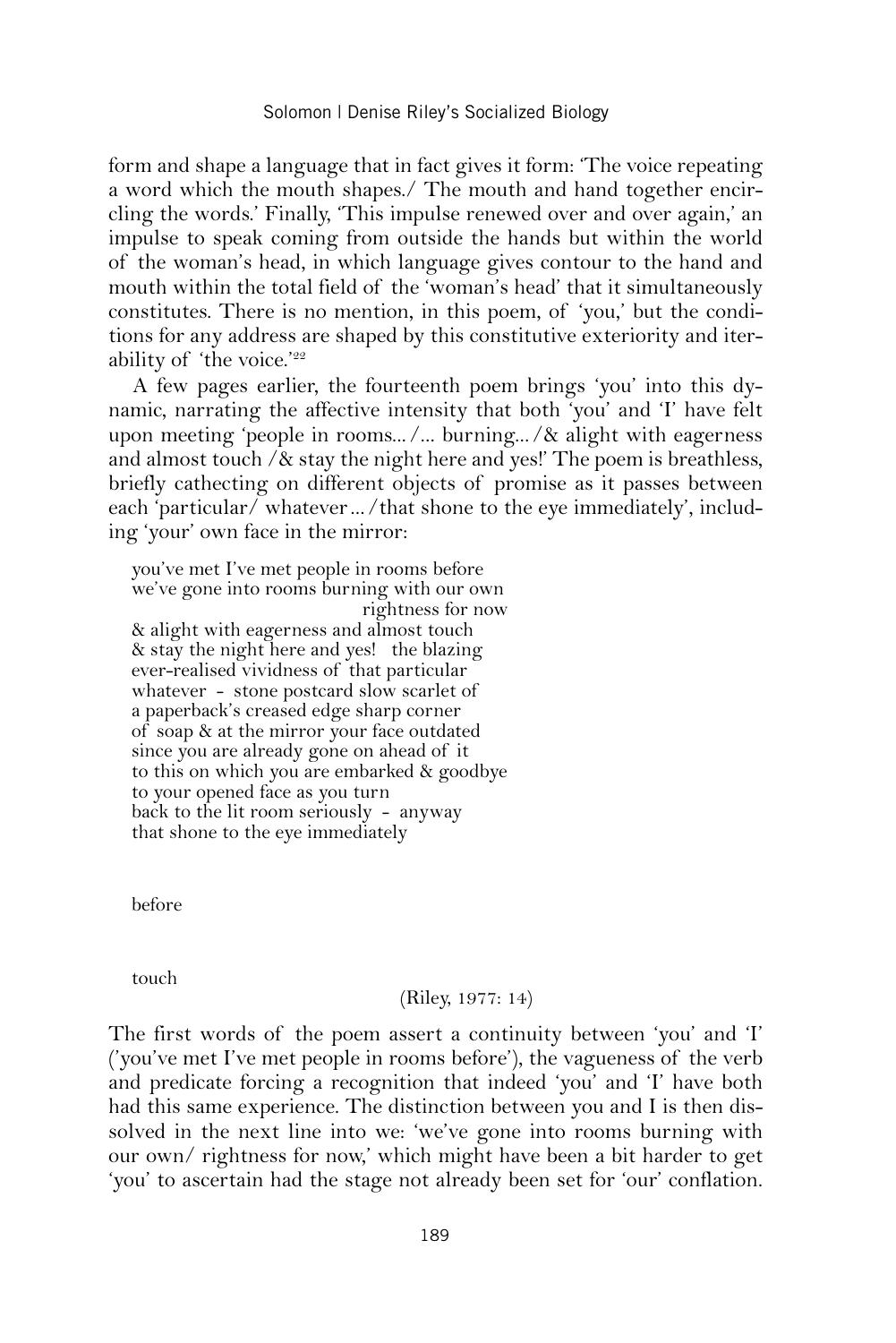form and shape a language that in fact gives it form: 'The voice repeating a word which the mouth shapes./ The mouth and hand together encircling the words.' Finally, 'This impulse renewed over and over again,' an impulse to speak coming from outside the hands but within the world of the woman's head, in which language gives contour to the hand and mouth within the total field of the 'woman's head' that it simultaneously constitutes. There is no mention, in this poem, of 'you,' but the conditions for any address are shaped by this constitutive exteriority and iterability of 'the voice.'[22]

A few pages earlier, the fourteenth poem brings 'you' into this dynamic, narrating the affective intensity that both 'you' and 'I' have felt upon meeting 'people in rooms... /... burning... /& alight with eagerness and almost touch /& stay the night here and yes!' The poem is breathless, briefly cathecting on different objects of promise as it passes between each 'particular/ whatever... /that shone to the eye immediately', including 'your' own face in the mirror:

> you've met I've met people in rooms before
> we've gone into rooms burning with our own
> rightness for now
> & alight with eagerness and almost touch
> & stay the night here and yes! the blazing
> ever-realised vividness of that particular
> whatever - stone postcard slow scarlet of
> a paperback's creased edge sharp corner
> of soap & at the mirror your face outdated
> since you are already gone on ahead of it
> to this on which you are embarked & goodbye
> to your opened face as you turn
> back to the lit room seriously - anyway
> that shone to the eye immediately
>
> before
>
> touch
>
> (Riley, 1977: 14)

The first words of the poem assert a continuity between 'you' and 'I' ('you've met I've met people in rooms before'), the vagueness of the verb and predicate forcing a recognition that indeed 'you' and 'I' have both had this same experience. The distinction between you and I is then dissolved in the next line into we: 'we've gone into rooms burning with our own/ rightness for now,' which might have been a bit harder to get 'you' to ascertain had the stage not already been set for 'our' conflation.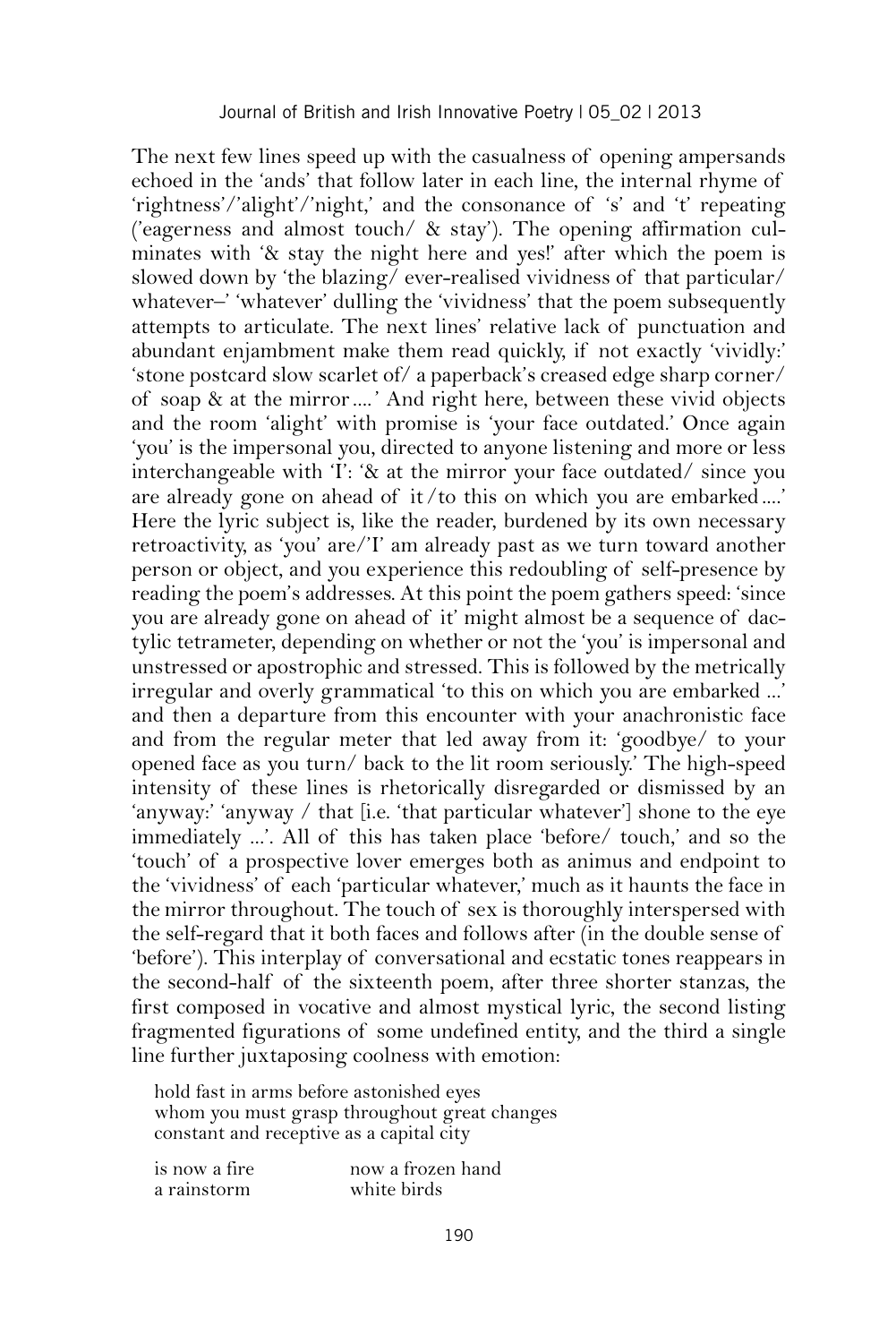The next few lines speed up with the casualness of opening ampersands echoed in the 'ands' that follow later in each line, the internal rhyme of 'rightness'/'alight'/'night,' and the consonance of 's' and 't' repeating ('eagerness and almost touch/ & stay'). The opening affirmation culminates with '& stay the night here and yes!' after which the poem is slowed down by 'the blazing/ ever-realised vividness of that particular/ whatever–' 'whatever' dulling the 'vividness' that the poem subsequently attempts to articulate. The next lines' relative lack of punctuation and abundant enjambment make them read quickly, if not exactly 'vividly:' 'stone postcard slow scarlet of/ a paperback's creased edge sharp corner/ of soap & at the mirror....' And right here, between these vivid objects and the room 'alight' with promise is 'your face outdated.' Once again 'you' is the impersonal you, directed to anyone listening and more or less interchangeable with 'I': '& at the mirror your face outdated/ since you are already gone on ahead of it/to this on which you are embarked....' Here the lyric subject is, like the reader, burdened by its own necessary retroactivity, as 'you' are/'I' am already past as we turn toward another person or object, and you experience this redoubling of self-presence by reading the poem's addresses. At this point the poem gathers speed: 'since you are already gone on ahead of it' might almost be a sequence of dactylic tetrameter, depending on whether or not the 'you' is impersonal and unstressed or apostrophic and stressed. This is followed by the metrically irregular and overly grammatical 'to this on which you are embarked ...' and then a departure from this encounter with your anachronistic face and from the regular meter that led away from it: 'goodbye/ to your opened face as you turn/ back to the lit room seriously.' The high-speed intensity of these lines is rhetorically disregarded or dismissed by an 'anyway:' 'anyway / that [i.e. 'that particular whatever'] shone to the eye immediately ...'. All of this has taken place 'before/ touch,' and so the 'touch' of a prospective lover emerges both as animus and endpoint to the 'vividness' of each 'particular whatever,' much as it haunts the face in the mirror throughout. The touch of sex is thoroughly interspersed with the self-regard that it both faces and follows after (in the double sense of 'before'). This interplay of conversational and ecstatic tones reappears in the second-half of the sixteenth poem, after three shorter stanzas, the first composed in vocative and almost mystical lyric, the second listing fragmented figurations of some undefined entity, and the third a single line further juxtaposing coolness with emotion:

> hold fast in arms before astonished eyes
> whom you must grasp throughout great changes
> constant and receptive as a capital city
>
> is now a fire                    now a frozen hand
> a rainstorm                    white birds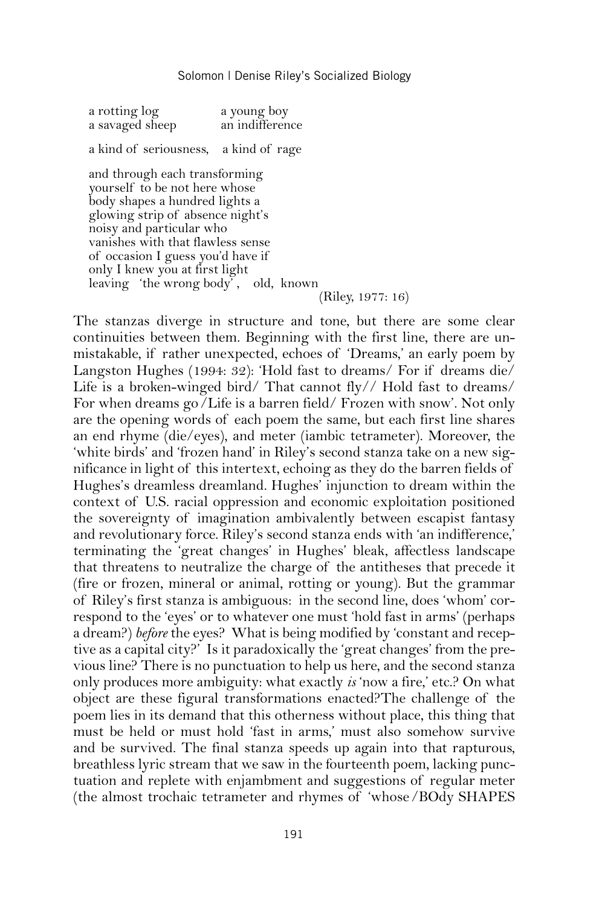a rotting log         a young boy  
a savaged sheep       an indifference

a kind of seriousness,    a kind of rage

and through each transforming  
yourself to be not here whose  
body shapes a hundred lights a  
glowing strip of absence night's  
noisy and particular who  
vanishes with that flawless sense  
of occasion I guess you'd have if  
only I knew you at first light  
leaving 'the wrong body' ,   old, known

(Riley, 1977: 16)

The stanzas diverge in structure and tone, but there are some clear continuities between them. Beginning with the first line, there are unmistakable, if rather unexpected, echoes of 'Dreams,' an early poem by Langston Hughes (1994: 32): 'Hold fast to dreams/ For if dreams die/ Life is a broken-winged bird/ That cannot fly// Hold fast to dreams/ For when dreams go /Life is a barren field/ Frozen with snow'. Not only are the opening words of each poem the same, but each first line shares an end rhyme (die/eyes), and meter (iambic tetrameter). Moreover, the 'white birds' and 'frozen hand' in Riley's second stanza take on a new significance in light of this intertext, echoing as they do the barren fields of Hughes's dreamless dreamland. Hughes' injunction to dream within the context of U.S. racial oppression and economic exploitation positioned the sovereignty of imagination ambivalently between escapist fantasy and revolutionary force. Riley's second stanza ends with 'an indifference,' terminating the 'great changes' in Hughes' bleak, affectless landscape that threatens to neutralize the charge of the antitheses that precede it (fire or frozen, mineral or animal, rotting or young). But the grammar of Riley's first stanza is ambiguous: in the second line, does 'whom' correspond to the 'eyes' or to whatever one must 'hold fast in arms' (perhaps a dream?) *before* the eyes? What is being modified by 'constant and receptive as a capital city?' Is it paradoxically the 'great changes' from the previous line? There is no punctuation to help us here, and the second stanza only produces more ambiguity: what exactly *is* 'now a fire,' etc.? On what object are these figural transformations enacted?The challenge of the poem lies in its demand that this otherness without place, this thing that must be held or must hold 'fast in arms,' must also somehow survive and be survived. The final stanza speeds up again into that rapturous, breathless lyric stream that we saw in the fourteenth poem, lacking punctuation and replete with enjambment and suggestions of regular meter (the almost trochaic tetrameter and rhymes of 'whose /BOdy SHAPES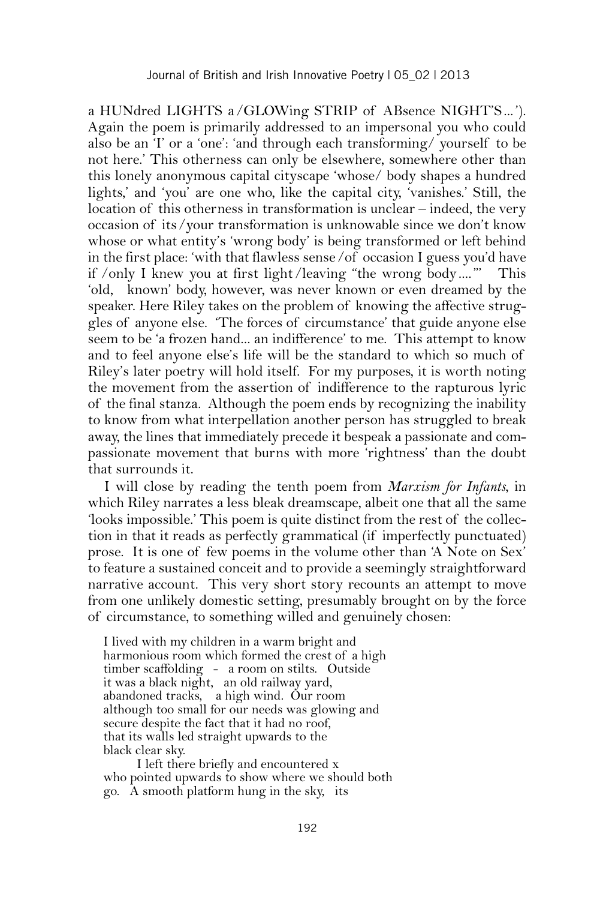a HUNdred LIGHTS a/GLOWing STRIP of ABsence NIGHT'S...'). Again the poem is primarily addressed to an impersonal you who could also be an 'I' or a 'one': 'and through each transforming/ yourself to be not here.' This otherness can only be elsewhere, somewhere other than this lonely anonymous capital cityscape 'whose/ body shapes a hundred lights,' and 'you' are one who, like the capital city, 'vanishes.' Still, the location of this otherness in transformation is unclear – indeed, the very occasion of its/your transformation is unknowable since we don't know whose or what entity's 'wrong body' is being transformed or left behind in the first place: 'with that flawless sense/of occasion I guess you'd have if /only I knew you at first light/leaving "the wrong body...."' This 'old, known' body, however, was never known or even dreamed by the speaker. Here Riley takes on the problem of knowing the affective struggles of anyone else. 'The forces of circumstance' that guide anyone else seem to be 'a frozen hand... an indifference' to me. This attempt to know and to feel anyone else's life will be the standard to which so much of Riley's later poetry will hold itself. For my purposes, it is worth noting the movement from the assertion of indifference to the rapturous lyric of the final stanza. Although the poem ends by recognizing the inability to know from what interpellation another person has struggled to break away, the lines that immediately precede it bespeak a passionate and compassionate movement that burns with more 'rightness' than the doubt that surrounds it.

I will close by reading the tenth poem from *Marxism for Infants*, in which Riley narrates a less bleak dreamscape, albeit one that all the same 'looks impossible.' This poem is quite distinct from the rest of the collection in that it reads as perfectly grammatical (if imperfectly punctuated) prose. It is one of few poems in the volume other than 'A Note on Sex' to feature a sustained conceit and to provide a seemingly straightforward narrative account. This very short story recounts an attempt to move from one unlikely domestic setting, presumably brought on by the force of circumstance, to something willed and genuinely chosen:

> I lived with my children in a warm bright and
> harmonious room which formed the crest of a high
> timber scaffolding - a room on stilts. Outside
> it was a black night, an old railway yard,
> abandoned tracks, a high wind. Our room
> although too small for our needs was glowing and
> secure despite the fact that it had no roof,
> that its walls led straight upwards to the
> black clear sky.
>
> I left there briefly and encountered x
> who pointed upwards to show where we should both
> go. A smooth platform hung in the sky, its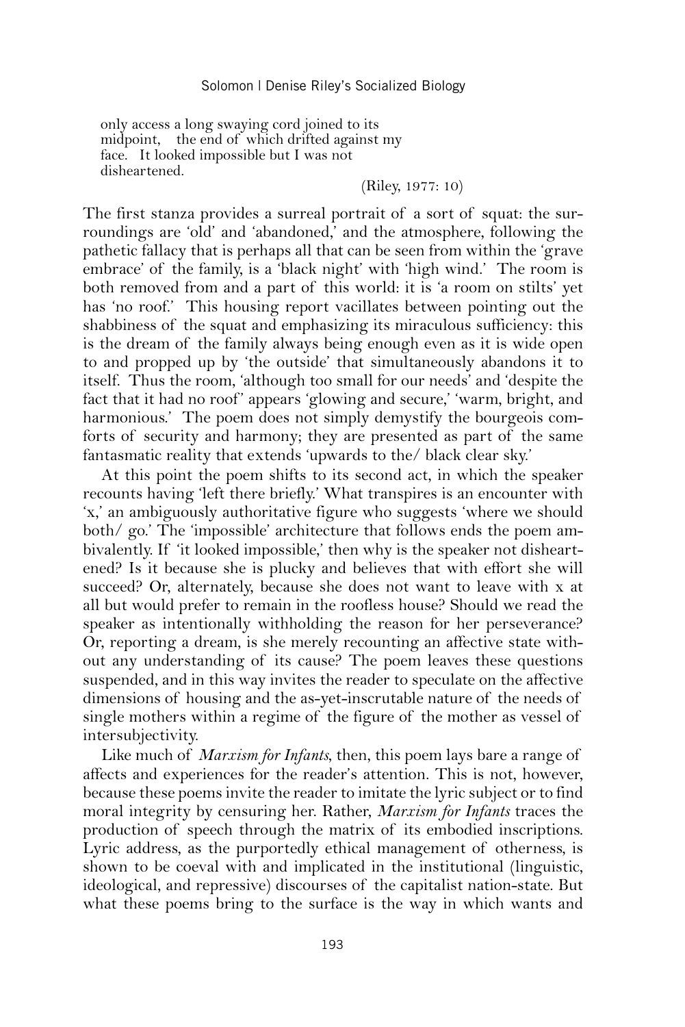> only access a long swaying cord joined to its
> midpoint,  the end of which drifted against my
> face.  It looked impossible but I was not
> disheartened.
>
> (Riley, 1977: 10)

The first stanza provides a surreal portrait of a sort of squat: the surroundings are 'old' and 'abandoned,' and the atmosphere, following the pathetic fallacy that is perhaps all that can be seen from within the 'grave embrace' of the family, is a 'black night' with 'high wind.' The room is both removed from and a part of this world: it is 'a room on stilts' yet has 'no roof.' This housing report vacillates between pointing out the shabbiness of the squat and emphasizing its miraculous sufficiency: this is the dream of the family always being enough even as it is wide open to and propped up by 'the outside' that simultaneously abandons it to itself. Thus the room, 'although too small for our needs' and 'despite the fact that it had no roof' appears 'glowing and secure,' 'warm, bright, and harmonious.' The poem does not simply demystify the bourgeois comforts of security and harmony; they are presented as part of the same fantasmatic reality that extends 'upwards to the/ black clear sky.'

At this point the poem shifts to its second act, in which the speaker recounts having 'left there briefly.' What transpires is an encounter with 'x,' an ambiguously authoritative figure who suggests 'where we should both/ go.' The 'impossible' architecture that follows ends the poem ambivalently. If 'it looked impossible,' then why is the speaker not disheartened? Is it because she is plucky and believes that with effort she will succeed? Or, alternately, because she does not want to leave with x at all but would prefer to remain in the roofless house? Should we read the speaker as intentionally withholding the reason for her perseverance? Or, reporting a dream, is she merely recounting an affective state without any understanding of its cause? The poem leaves these questions suspended, and in this way invites the reader to speculate on the affective dimensions of housing and the as-yet-inscrutable nature of the needs of single mothers within a regime of the figure of the mother as vessel of intersubjectivity.

Like much of *Marxism for Infants*, then, this poem lays bare a range of affects and experiences for the reader's attention. This is not, however, because these poems invite the reader to imitate the lyric subject or to find moral integrity by censuring her. Rather, *Marxism for Infants* traces the production of speech through the matrix of its embodied inscriptions. Lyric address, as the purportedly ethical management of otherness, is shown to be coeval with and implicated in the institutional (linguistic, ideological, and repressive) discourses of the capitalist nation-state. But what these poems bring to the surface is the way in which wants and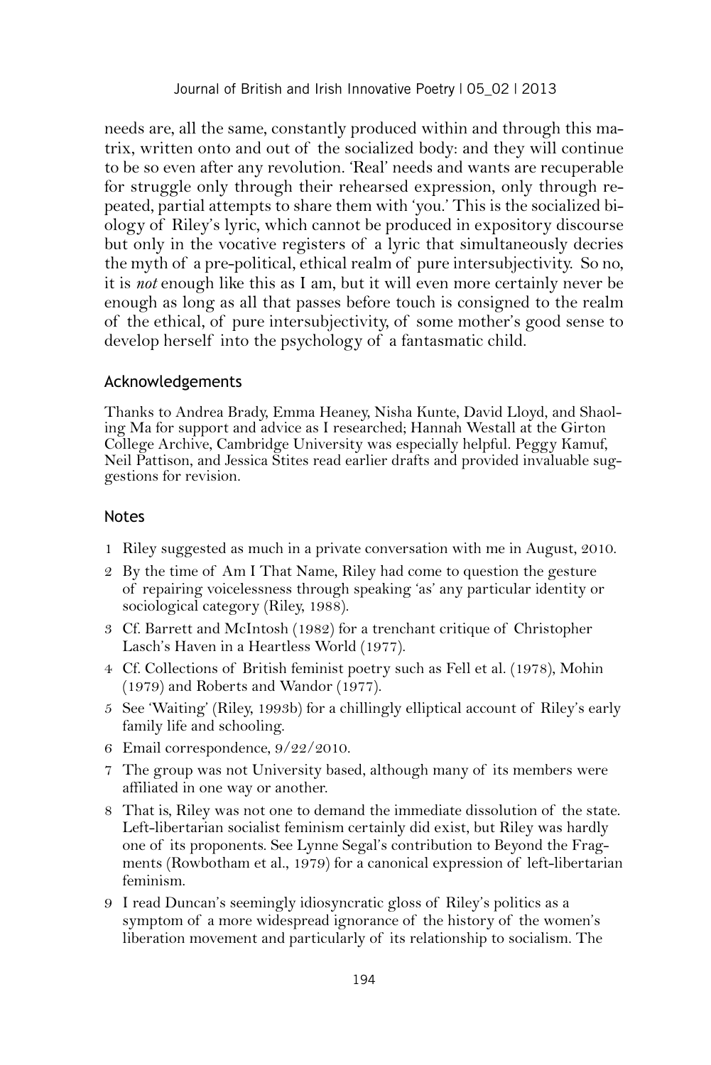needs are, all the same, constantly produced within and through this matrix, written onto and out of the socialized body: and they will continue to be so even after any revolution. 'Real' needs and wants are recuperable for struggle only through their rehearsed expression, only through repeated, partial attempts to share them with 'you.' This is the socialized biology of Riley's lyric, which cannot be produced in expository discourse but only in the vocative registers of a lyric that simultaneously decries the myth of a pre-political, ethical realm of pure intersubjectivity. So no, it is *not* enough like this as I am, but it will even more certainly never be enough as long as all that passes before touch is consigned to the realm of the ethical, of pure intersubjectivity, of some mother's good sense to develop herself into the psychology of a fantasmatic child.

## Acknowledgements

Thanks to Andrea Brady, Emma Heaney, Nisha Kunte, David Lloyd, and Shaoling Ma for support and advice as I researched; Hannah Westall at the Girton College Archive, Cambridge University was especially helpful. Peggy Kamuf, Neil Pattison, and Jessica Stites read earlier drafts and provided invaluable suggestions for revision.

## Notes

1. Riley suggested as much in a private conversation with me in August, 2010.
2. By the time of Am I That Name, Riley had come to question the gesture of repairing voicelessness through speaking 'as' any particular identity or sociological category (Riley, 1988).
3. Cf. Barrett and McIntosh (1982) for a trenchant critique of Christopher Lasch's Haven in a Heartless World (1977).
4. Cf. Collections of British feminist poetry such as Fell et al. (1978), Mohin (1979) and Roberts and Wandor (1977).
5. See 'Waiting' (Riley, 1993b) for a chillingly elliptical account of Riley's early family life and schooling.
6. Email correspondence, 9/22/2010.
7. The group was not University based, although many of its members were affiliated in one way or another.
8. That is, Riley was not one to demand the immediate dissolution of the state. Left-libertarian socialist feminism certainly did exist, but Riley was hardly one of its proponents. See Lynne Segal's contribution to Beyond the Fragments (Rowbotham et al., 1979) for a canonical expression of left-libertarian feminism.
9. I read Duncan's seemingly idiosyncratic gloss of Riley's politics as a symptom of a more widespread ignorance of the history of the women's liberation movement and particularly of its relationship to socialism. The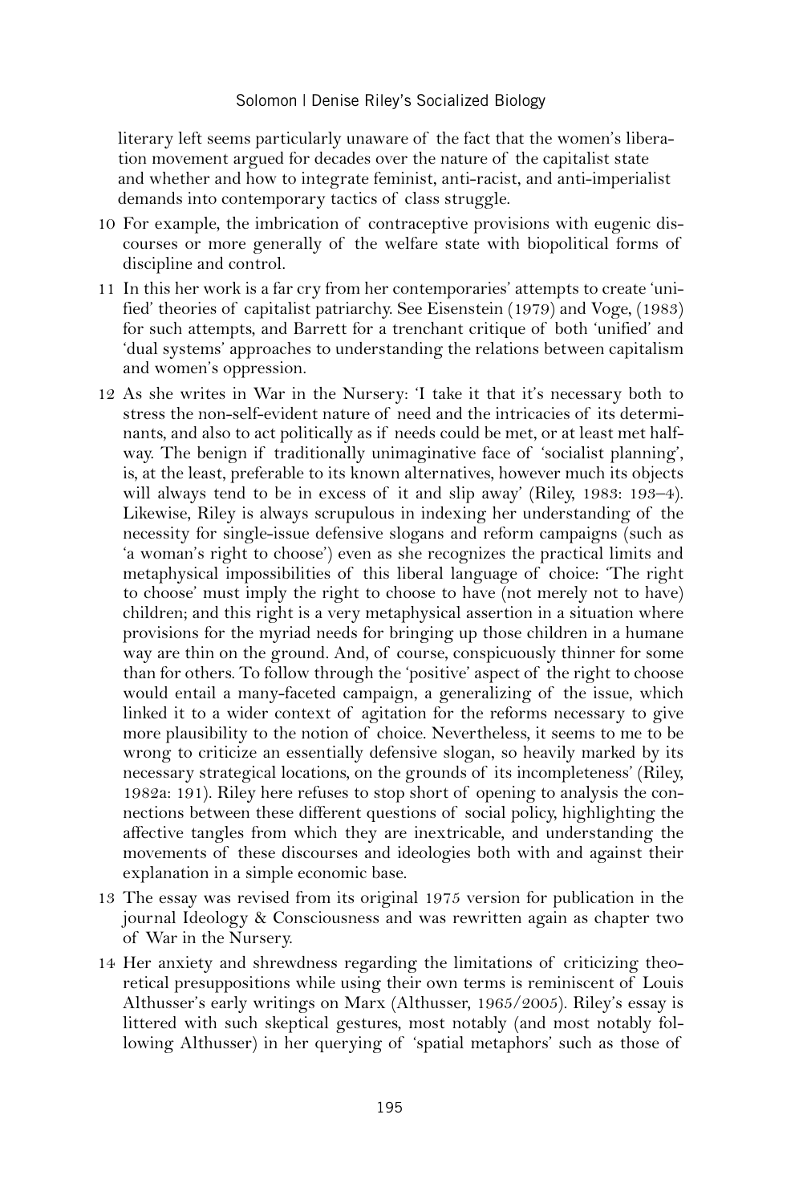literary left seems particularly unaware of the fact that the women's liberation movement argued for decades over the nature of the capitalist state and whether and how to integrate feminist, anti-racist, and anti-imperialist demands into contemporary tactics of class struggle.

10 For example, the imbrication of contraceptive provisions with eugenic discourses or more generally of the welfare state with biopolitical forms of discipline and control.

11 In this her work is a far cry from her contemporaries' attempts to create 'unified' theories of capitalist patriarchy. See Eisenstein (1979) and Voge, (1983) for such attempts, and Barrett for a trenchant critique of both 'unified' and 'dual systems' approaches to understanding the relations between capitalism and women's oppression.

12 As she writes in War in the Nursery: 'I take it that it's necessary both to stress the non-self-evident nature of need and the intricacies of its determinants, and also to act politically as if needs could be met, or at least met halfway. The benign if traditionally unimaginative face of 'socialist planning', is, at the least, preferable to its known alternatives, however much its objects will always tend to be in excess of it and slip away' (Riley, 1983: 193–4). Likewise, Riley is always scrupulous in indexing her understanding of the necessity for single-issue defensive slogans and reform campaigns (such as 'a woman's right to choose') even as she recognizes the practical limits and metaphysical impossibilities of this liberal language of choice: 'The right to choose' must imply the right to choose to have (not merely not to have) children; and this right is a very metaphysical assertion in a situation where provisions for the myriad needs for bringing up those children in a humane way are thin on the ground. And, of course, conspicuously thinner for some than for others. To follow through the 'positive' aspect of the right to choose would entail a many-faceted campaign, a generalizing of the issue, which linked it to a wider context of agitation for the reforms necessary to give more plausibility to the notion of choice. Nevertheless, it seems to me to be wrong to criticize an essentially defensive slogan, so heavily marked by its necessary strategical locations, on the grounds of its incompleteness' (Riley, 1982a: 191). Riley here refuses to stop short of opening to analysis the connections between these different questions of social policy, highlighting the affective tangles from which they are inextricable, and understanding the movements of these discourses and ideologies both with and against their explanation in a simple economic base.

13 The essay was revised from its original 1975 version for publication in the journal Ideology & Consciousness and was rewritten again as chapter two of War in the Nursery.

14 Her anxiety and shrewdness regarding the limitations of criticizing theoretical presuppositions while using their own terms is reminiscent of Louis Althusser's early writings on Marx (Althusser, 1965/2005). Riley's essay is littered with such skeptical gestures, most notably (and most notably following Althusser) in her querying of 'spatial metaphors' such as those of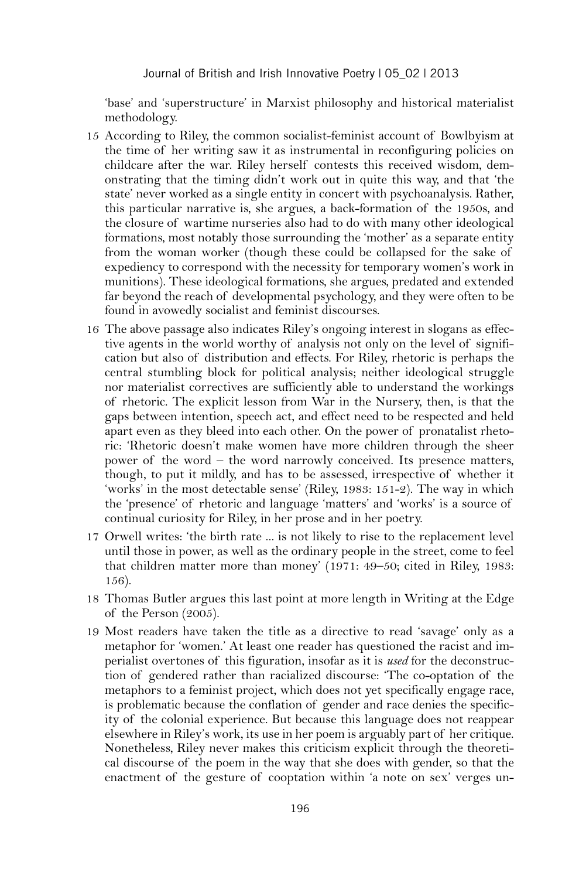'base' and 'superstructure' in Marxist philosophy and historical materialist methodology.

15 According to Riley, the common socialist-feminist account of Bowlbyism at the time of her writing saw it as instrumental in reconfiguring policies on childcare after the war. Riley herself contests this received wisdom, demonstrating that the timing didn't work out in quite this way, and that 'the state' never worked as a single entity in concert with psychoanalysis. Rather, this particular narrative is, she argues, a back-formation of the 1950s, and the closure of wartime nurseries also had to do with many other ideological formations, most notably those surrounding the 'mother' as a separate entity from the woman worker (though these could be collapsed for the sake of expediency to correspond with the necessity for temporary women's work in munitions). These ideological formations, she argues, predated and extended far beyond the reach of developmental psychology, and they were often to be found in avowedly socialist and feminist discourses.

16 The above passage also indicates Riley's ongoing interest in slogans as effective agents in the world worthy of analysis not only on the level of signification but also of distribution and effects. For Riley, rhetoric is perhaps the central stumbling block for political analysis; neither ideological struggle nor materialist correctives are sufficiently able to understand the workings of rhetoric. The explicit lesson from War in the Nursery, then, is that the gaps between intention, speech act, and effect need to be respected and held apart even as they bleed into each other. On the power of pronatalist rhetoric: 'Rhetoric doesn't make women have more children through the sheer power of the word – the word narrowly conceived. Its presence matters, though, to put it mildly, and has to be assessed, irrespective of whether it 'works' in the most detectable sense' (Riley, 1983: 151-2). The way in which the 'presence' of rhetoric and language 'matters' and 'works' is a source of continual curiosity for Riley, in her prose and in her poetry.

17 Orwell writes: 'the birth rate ... is not likely to rise to the replacement level until those in power, as well as the ordinary people in the street, come to feel that children matter more than money' (1971: 49–50; cited in Riley, 1983: 156).

18 Thomas Butler argues this last point at more length in Writing at the Edge of the Person (2005).

19 Most readers have taken the title as a directive to read 'savage' only as a metaphor for 'women.' At least one reader has questioned the racist and imperialist overtones of this figuration, insofar as it is *used* for the deconstruction of gendered rather than racialized discourse: 'The co-optation of the metaphors to a feminist project, which does not yet specifically engage race, is problematic because the conflation of gender and race denies the specificity of the colonial experience. But because this language does not reappear elsewhere in Riley's work, its use in her poem is arguably part of her critique. Nonetheless, Riley never makes this criticism explicit through the theoretical discourse of the poem in the way that she does with gender, so that the enactment of the gesture of cooptation within 'a note on sex' verges un-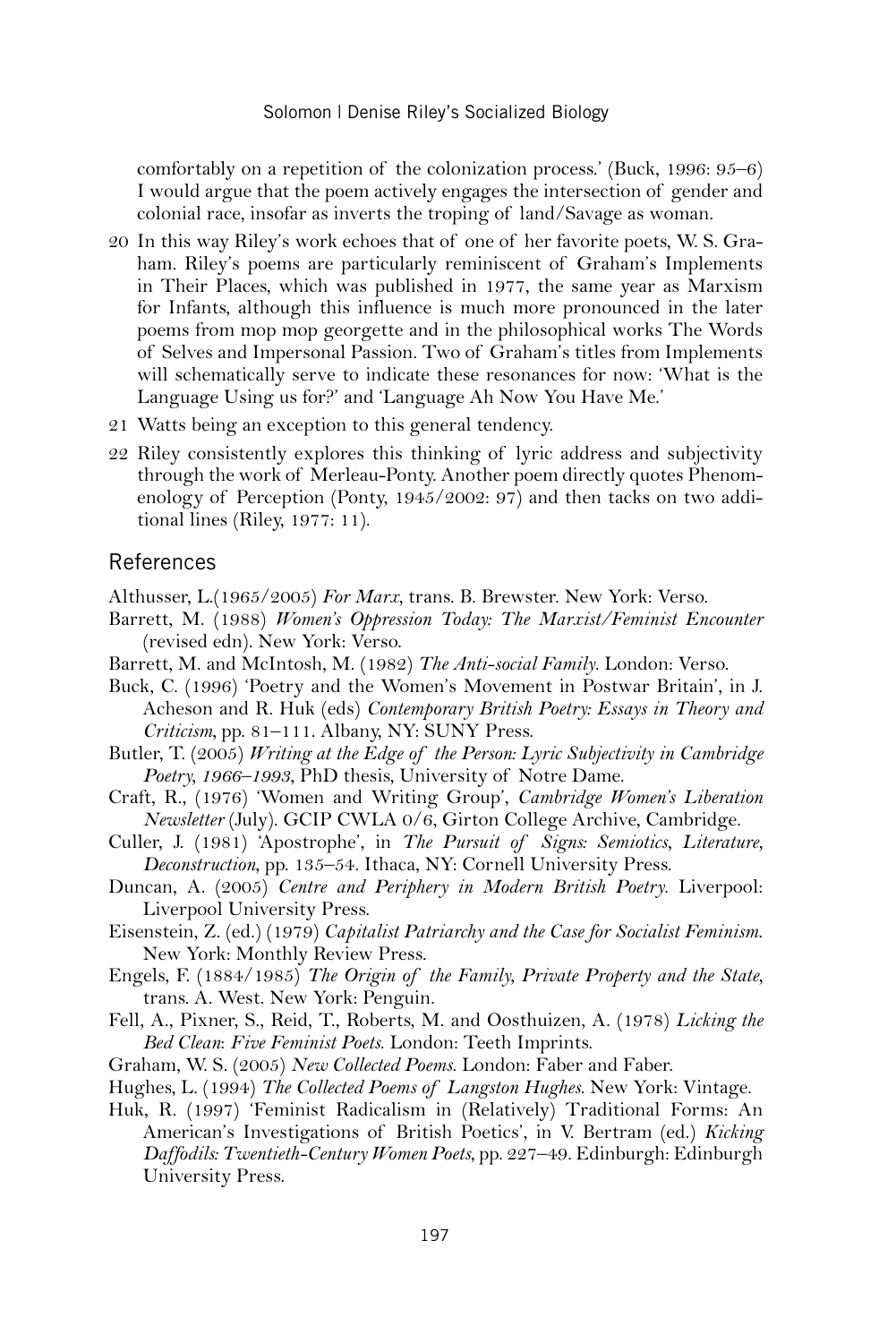comfortably on a repetition of the colonization process.' (Buck, 1996: 95–6) I would argue that the poem actively engages the intersection of gender and colonial race, insofar as inverts the troping of land/Savage as woman.

20 In this way Riley's work echoes that of one of her favorite poets, W. S. Graham. Riley's poems are particularly reminiscent of Graham's Implements in Their Places, which was published in 1977, the same year as Marxism for Infants, although this influence is much more pronounced in the later poems from mop mop georgette and in the philosophical works The Words of Selves and Impersonal Passion. Two of Graham's titles from Implements will schematically serve to indicate these resonances for now: 'What is the Language Using us for?' and 'Language Ah Now You Have Me.'

21 Watts being an exception to this general tendency.

22 Riley consistently explores this thinking of lyric address and subjectivity through the work of Merleau-Ponty. Another poem directly quotes Phenomenology of Perception (Ponty, 1945/2002: 97) and then tacks on two additional lines (Riley, 1977: 11).

## References

Althusser, L.(1965/2005) *For Marx*, trans. B. Brewster. New York: Verso.

Barrett, M. (1988) *Women's Oppression Today: The Marxist/Feminist Encounter* (revised edn). New York: Verso.

Barrett, M. and McIntosh, M. (1982) *The Anti-social Family*. London: Verso.

Buck, C. (1996) 'Poetry and the Women's Movement in Postwar Britain', in J. Acheson and R. Huk (eds) *Contemporary British Poetry: Essays in Theory and Criticism*, pp. 81–111. Albany, NY: SUNY Press.

Butler, T. (2005) *Writing at the Edge of the Person: Lyric Subjectivity in Cambridge Poetry, 1966–1993*, PhD thesis, University of Notre Dame.

Craft, R., (1976) 'Women and Writing Group', *Cambridge Women's Liberation Newsletter* (July). GCIP CWLA 0/6, Girton College Archive, Cambridge.

Culler, J. (1981) 'Apostrophe', in *The Pursuit of Signs: Semiotics, Literature, Deconstruction*, pp. 135–54. Ithaca, NY: Cornell University Press.

Duncan, A. (2005) *Centre and Periphery in Modern British Poetry*. Liverpool: Liverpool University Press.

Eisenstein, Z. (ed.) (1979) *Capitalist Patriarchy and the Case for Socialist Feminism*. New York: Monthly Review Press.

Engels, F. (1884/1985) *The Origin of the Family, Private Property and the State*, trans. A. West. New York: Penguin.

Fell, A., Pixner, S., Reid, T., Roberts, M. and Oosthuizen, A. (1978) *Licking the Bed Clean: Five Feminist Poets*. London: Teeth Imprints.

Graham, W. S. (2005) *New Collected Poems*. London: Faber and Faber.

Hughes, L. (1994) *The Collected Poems of Langston Hughes*. New York: Vintage.

Huk, R. (1997) 'Feminist Radicalism in (Relatively) Traditional Forms: An American's Investigations of British Poetics', in V. Bertram (ed.) *Kicking Daffodils: Twentieth-Century Women Poets*, pp. 227–49. Edinburgh: Edinburgh University Press.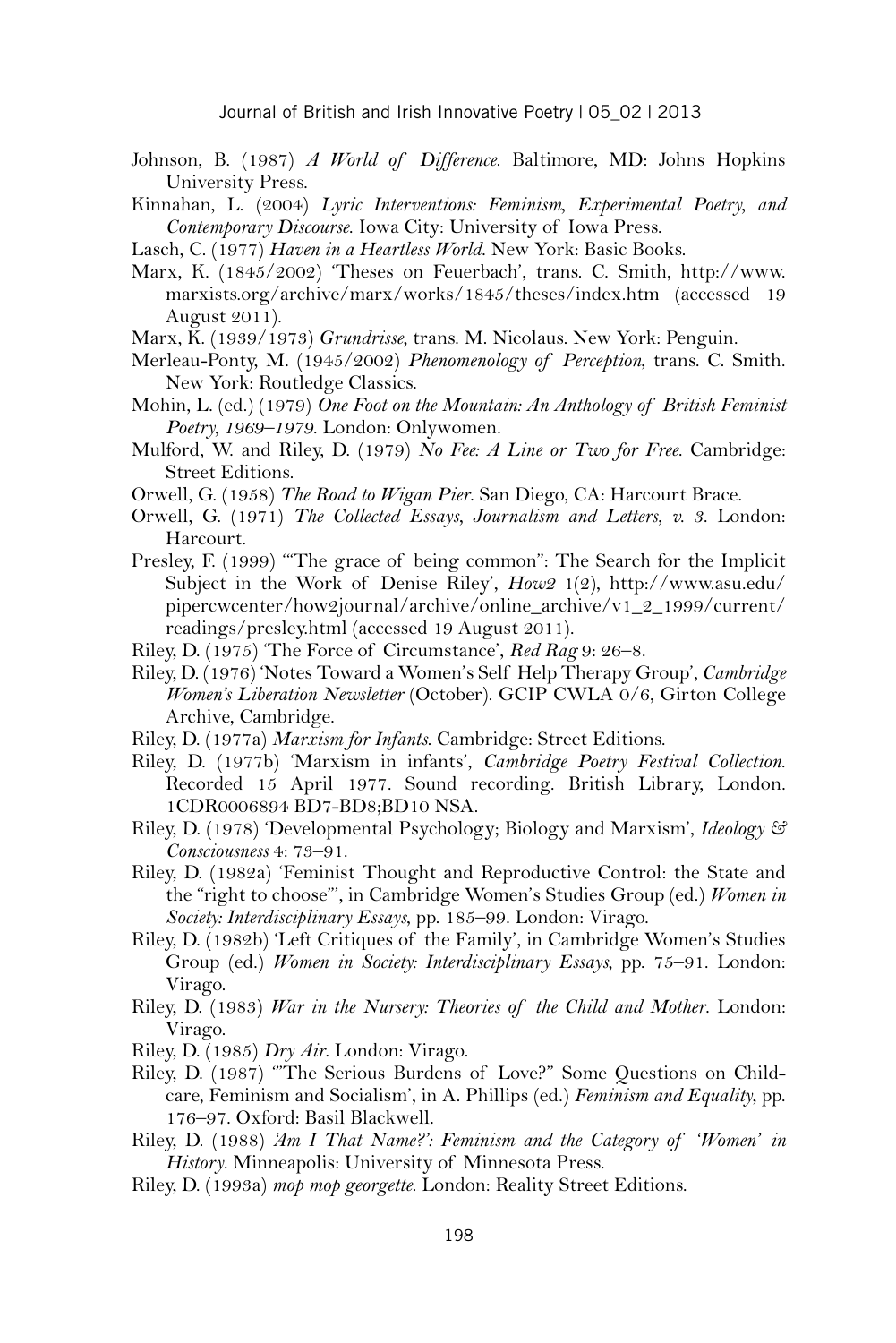Johnson, B. (1987) *A World of Difference*. Baltimore, MD: Johns Hopkins University Press.

Kinnahan, L. (2004) *Lyric Interventions: Feminism, Experimental Poetry, and Contemporary Discourse*. Iowa City: University of Iowa Press.

Lasch, C. (1977) *Haven in a Heartless World*. New York: Basic Books.

Marx, K. (1845/2002) 'Theses on Feuerbach', trans. C. Smith, http://www.marxists.org/archive/marx/works/1845/theses/index.htm (accessed 19 August 2011).

Marx, K. (1939/1973) *Grundrisse*, trans. M. Nicolaus. New York: Penguin.

Merleau-Ponty, M. (1945/2002) *Phenomenology of Perception*, trans. C. Smith. New York: Routledge Classics.

Mohin, L. (ed.) (1979) *One Foot on the Mountain: An Anthology of British Feminist Poetry, 1969–1979*. London: Onlywomen.

Mulford, W. and Riley, D. (1979) *No Fee: A Line or Two for Free*. Cambridge: Street Editions.

Orwell, G. (1958) *The Road to Wigan Pier*. San Diego, CA: Harcourt Brace.

Orwell, G. (1971) *The Collected Essays, Journalism and Letters, v. 3*. London: Harcourt.

Presley, F. (1999) '"The grace of being common": The Search for the Implicit Subject in the Work of Denise Riley', *How2* 1(2), http://www.asu.edu/pipercwcenter/how2journal/archive/online_archive/v1_2_1999/current/readings/presley.html (accessed 19 August 2011).

Riley, D. (1975) 'The Force of Circumstance', *Red Rag* 9: 26–8.

Riley, D. (1976) 'Notes Toward a Women's Self Help Therapy Group', *Cambridge Women's Liberation Newsletter* (October). GCIP CWLA 0/6, Girton College Archive, Cambridge.

Riley, D. (1977a) *Marxism for Infants*. Cambridge: Street Editions.

Riley, D. (1977b) 'Marxism in infants', *Cambridge Poetry Festival Collection*. Recorded 15 April 1977. Sound recording. British Library, London. 1CDR0006894 BD7-BD8;BD10 NSA.

Riley, D. (1978) 'Developmental Psychology; Biology and Marxism', *Ideology & Consciousness* 4: 73–91.

Riley, D. (1982a) 'Feminist Thought and Reproductive Control: the State and the "right to choose"', in Cambridge Women's Studies Group (ed.) *Women in Society: Interdisciplinary Essays*, pp. 185–99. London: Virago.

Riley, D. (1982b) 'Left Critiques of the Family', in Cambridge Women's Studies Group (ed.) *Women in Society: Interdisciplinary Essays*, pp. 75–91. London: Virago.

Riley, D. (1983) *War in the Nursery: Theories of the Child and Mother*. London: Virago.

Riley, D. (1985) *Dry Air*. London: Virago.

Riley, D. (1987) '"The Serious Burdens of Love?" Some Questions on Child-care, Feminism and Socialism', in A. Phillips (ed.) *Feminism and Equality*, pp. 176–97. Oxford: Basil Blackwell.

Riley, D. (1988) *'Am I That Name?': Feminism and the Category of 'Women' in History*. Minneapolis: University of Minnesota Press.

Riley, D. (1993a) *mop mop georgette*. London: Reality Street Editions.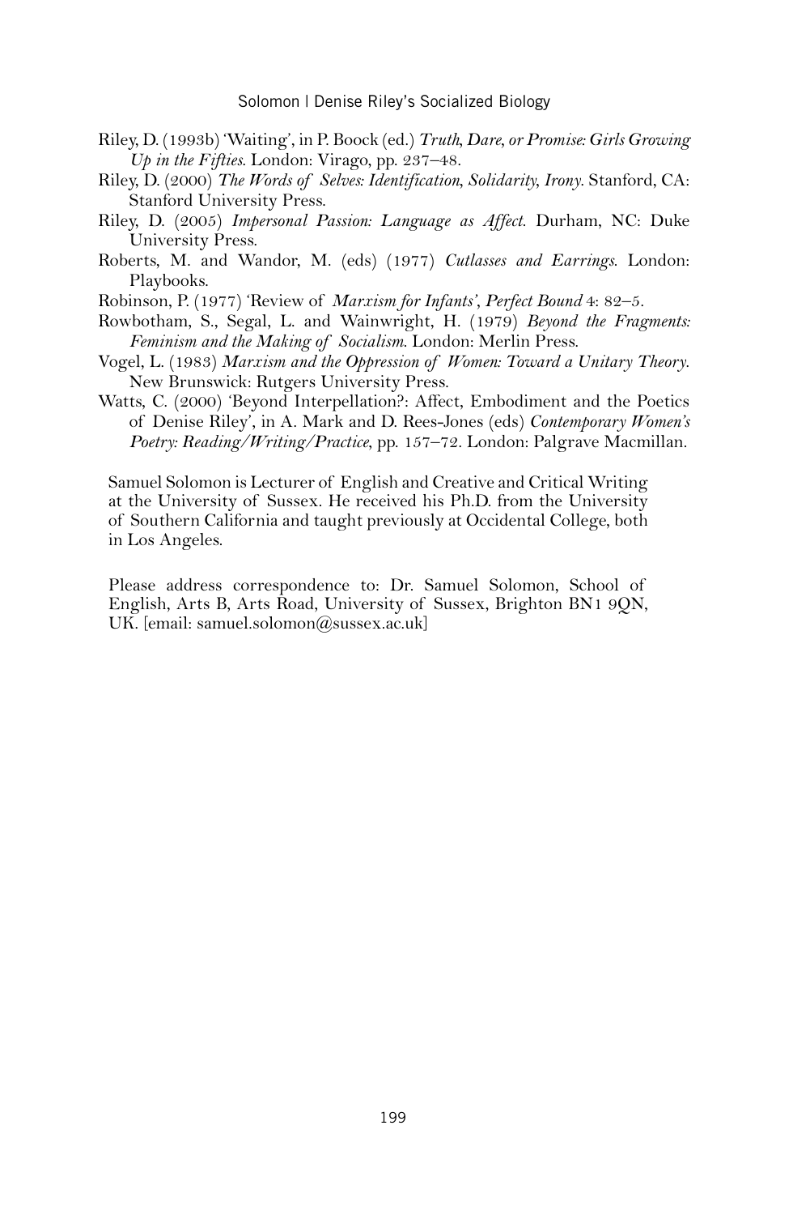Riley, D. (1993b) 'Waiting', in P. Boock (ed.) *Truth, Dare, or Promise: Girls Growing Up in the Fifties*. London: Virago, pp. 237–48.

Riley, D. (2000) *The Words of Selves: Identification, Solidarity, Irony*. Stanford, CA: Stanford University Press.

Riley, D. (2005) *Impersonal Passion: Language as Affect*. Durham, NC: Duke University Press.

Roberts, M. and Wandor, M. (eds) (1977) *Cutlasses and Earrings*. London: Playbooks.

Robinson, P. (1977) 'Review of *Marxism for Infants*', *Perfect Bound* 4: 82–5.

Rowbotham, S., Segal, L. and Wainwright, H. (1979) *Beyond the Fragments: Feminism and the Making of Socialism*. London: Merlin Press.

Vogel, L. (1983) *Marxism and the Oppression of Women: Toward a Unitary Theory*. New Brunswick: Rutgers University Press.

Watts, C. (2000) 'Beyond Interpellation?: Affect, Embodiment and the Poetics of Denise Riley', in A. Mark and D. Rees-Jones (eds) *Contemporary Women's Poetry: Reading/Writing/Practice*, pp. 157–72. London: Palgrave Macmillan.

Samuel Solomon is Lecturer of English and Creative and Critical Writing at the University of Sussex. He received his Ph.D. from the University of Southern California and taught previously at Occidental College, both in Los Angeles.

Please address correspondence to: Dr. Samuel Solomon, School of English, Arts B, Arts Road, University of Sussex, Brighton BN1 9QN, UK. [email: samuel.solomon@sussex.ac.uk]